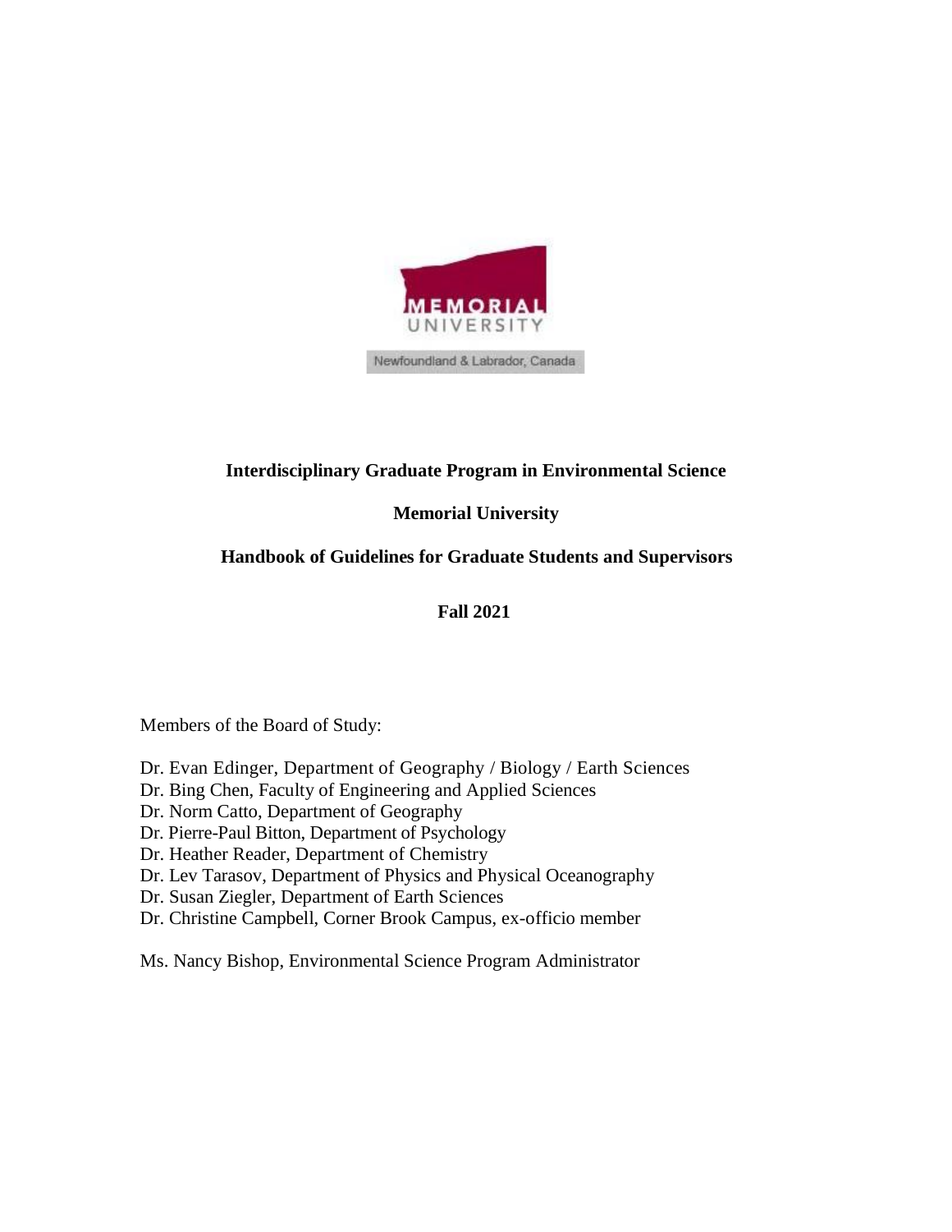MEMORIAL UNIVERSITY

Newfoundland & Labrador, Canada

**Interdisciplinary Graduate Program in Environmental Science**

**Memorial University**

**Handbook of Guidelines for Graduate Students and Supervisors**

**Fall 2021**

Members of the Board of Study:

Dr. Evan Edinger, Department of Geography / Biology / Earth Sciences
Dr. Bing Chen, Faculty of Engineering and Applied Sciences
Dr. Norm Catto, Department of Geography
Dr. Pierre-Paul Bitton, Department of Psychology
Dr. Heather Reader, Department of Chemistry
Dr. Lev Tarasov, Department of Physics and Physical Oceanography
Dr. Susan Ziegler, Department of Earth Sciences
Dr. Christine Campbell, Corner Brook Campus, ex-officio member

Ms. Nancy Bishop, Environmental Science Program Administrator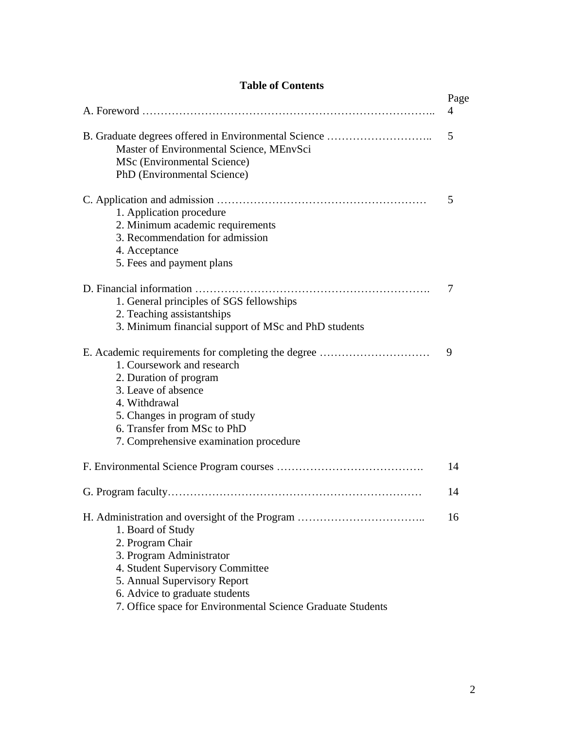# Table of Contents

| | Page |
|---|---|
| A. Foreword | 4 |
| B. Graduate degrees offered in Environmental Science | 5 |
| Master of Environmental Science, MEnvSci | |
| MSc (Environmental Science) | |
| PhD (Environmental Science) | |
| C. Application and admission | 5 |
| 1. Application procedure | |
| 2. Minimum academic requirements | |
| 3. Recommendation for admission | |
| 4. Acceptance | |
| 5. Fees and payment plans | |
| D. Financial information | 7 |
| 1. General principles of SGS fellowships | |
| 2. Teaching assistantships | |
| 3. Minimum financial support of MSc and PhD students | |
| E. Academic requirements for completing the degree | 9 |
| 1. Coursework and research | |
| 2. Duration of program | |
| 3. Leave of absence | |
| 4. Withdrawal | |
| 5. Changes in program of study | |
| 6. Transfer from MSc to PhD | |
| 7. Comprehensive examination procedure | |
| F. Environmental Science Program courses | 14 |
| G. Program faculty | 14 |
| H. Administration and oversight of the Program | 16 |
| 1. Board of Study | |
| 2. Program Chair | |
| 3. Program Administrator | |
| 4. Student Supervisory Committee | |
| 5. Annual Supervisory Report | |
| 6. Advice to graduate students | |
| 7. Office space for Environmental Science Graduate Students | |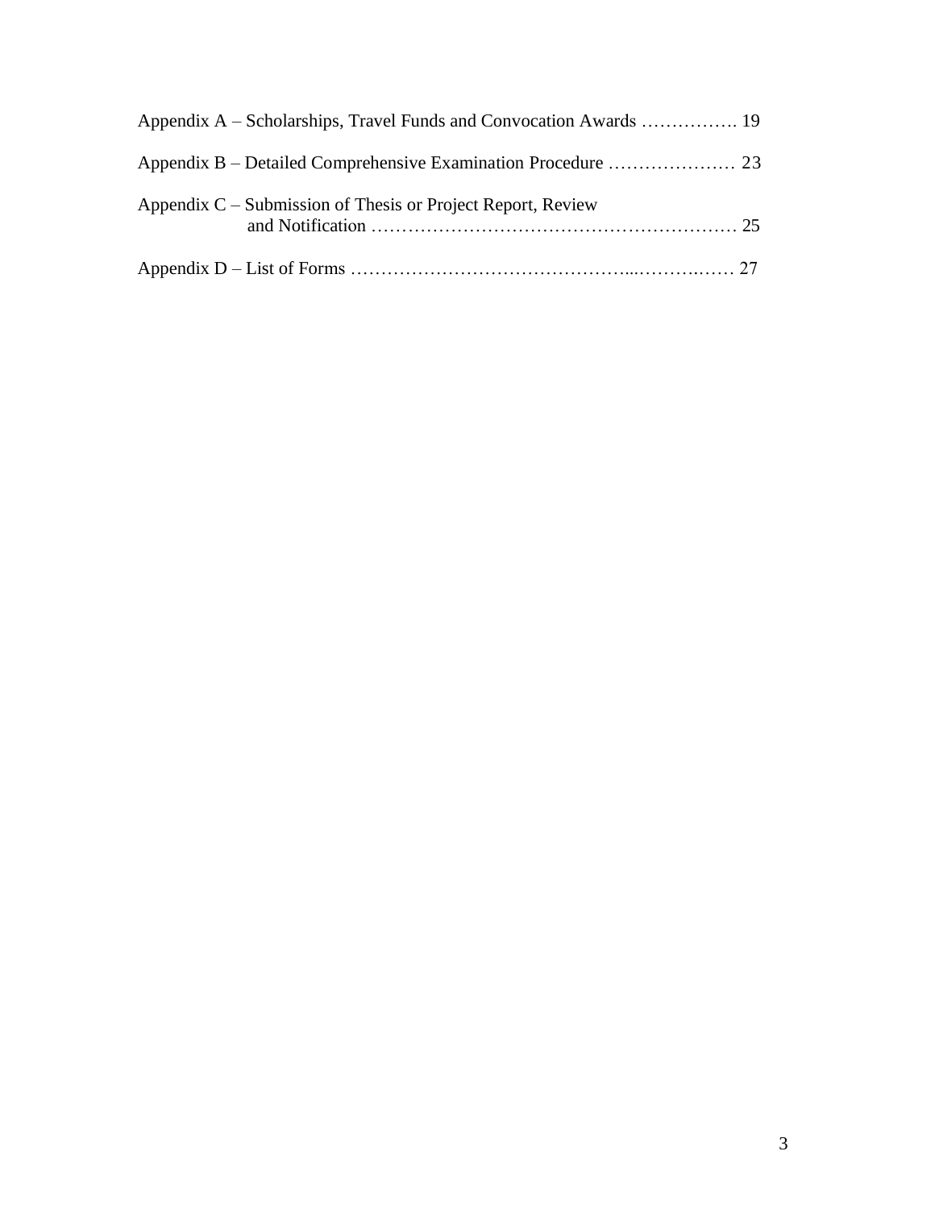Appendix A – Scholarships, Travel Funds and Convocation Awards ……………. 19

Appendix B – Detailed Comprehensive Examination Procedure ………………… 23

Appendix C – Submission of Thesis or Project Report, Review and Notification …………………………………………………… 25

Appendix D – List of Forms ……………………………………...……….…… 27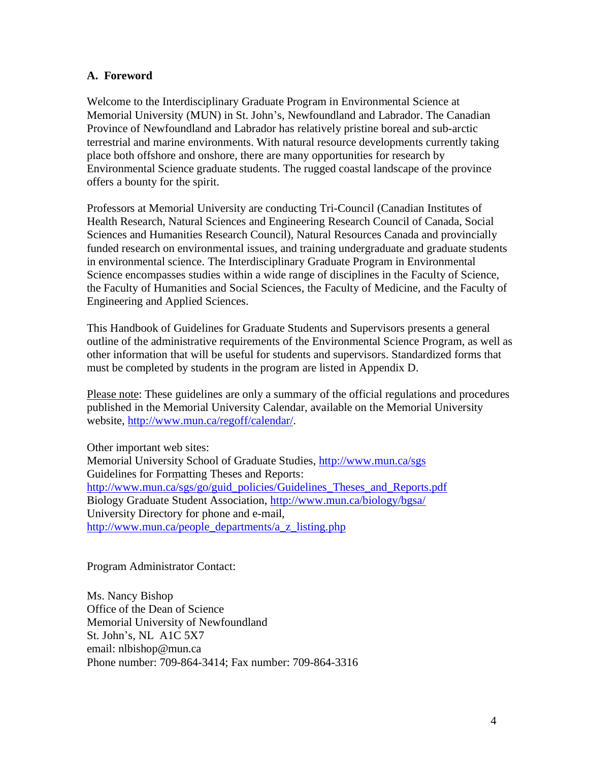## A. Foreword

Welcome to the Interdisciplinary Graduate Program in Environmental Science at Memorial University (MUN) in St. John's, Newfoundland and Labrador. The Canadian Province of Newfoundland and Labrador has relatively pristine boreal and sub-arctic terrestrial and marine environments. With natural resource developments currently taking place both offshore and onshore, there are many opportunities for research by Environmental Science graduate students. The rugged coastal landscape of the province offers a bounty for the spirit.

Professors at Memorial University are conducting Tri-Council (Canadian Institutes of Health Research, Natural Sciences and Engineering Research Council of Canada, Social Sciences and Humanities Research Council), Natural Resources Canada and provincially funded research on environmental issues, and training undergraduate and graduate students in environmental science. The Interdisciplinary Graduate Program in Environmental Science encompasses studies within a wide range of disciplines in the Faculty of Science, the Faculty of Humanities and Social Sciences, the Faculty of Medicine, and the Faculty of Engineering and Applied Sciences.

This Handbook of Guidelines for Graduate Students and Supervisors presents a general outline of the administrative requirements of the Environmental Science Program, as well as other information that will be useful for students and supervisors. Standardized forms that must be completed by students in the program are listed in Appendix D.

Please note: These guidelines are only a summary of the official regulations and procedures published in the Memorial University Calendar, available on the Memorial University website, http://www.mun.ca/regoff/calendar/.

Other important web sites:
Memorial University School of Graduate Studies, http://www.mun.ca/sgs
Guidelines for Formatting Theses and Reports:
http://www.mun.ca/sgs/go/guid_policies/Guidelines_Theses_and_Reports.pdf
Biology Graduate Student Association, http://www.mun.ca/biology/bgsa/
University Directory for phone and e-mail,
http://www.mun.ca/people_departments/a_z_listing.php

Program Administrator Contact:

Ms. Nancy Bishop
Office of the Dean of Science
Memorial University of Newfoundland
St. John's, NL A1C 5X7
email: nlbishop@mun.ca
Phone number: 709-864-3414; Fax number: 709-864-3316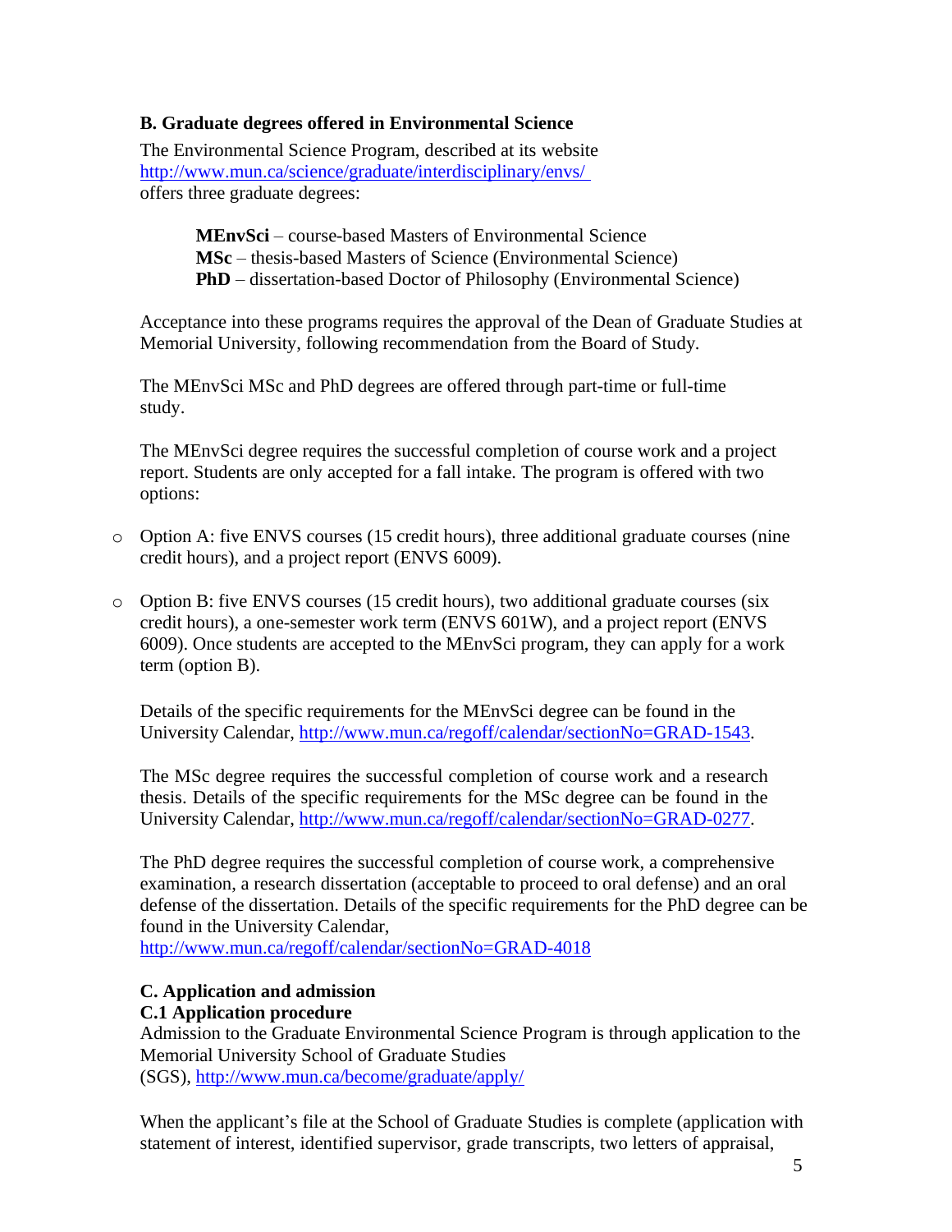### B. Graduate degrees offered in Environmental Science

The Environmental Science Program, described at its website http://www.mun.ca/science/graduate/interdisciplinary/envs/ offers three graduate degrees:

> **MEnvSci** – course-based Masters of Environmental Science
> **MSc** – thesis-based Masters of Science (Environmental Science)
> **PhD** – dissertation-based Doctor of Philosophy (Environmental Science)

Acceptance into these programs requires the approval of the Dean of Graduate Studies at Memorial University, following recommendation from the Board of Study.

The MEnvSci MSc and PhD degrees are offered through part-time or full-time study.

The MEnvSci degree requires the successful completion of course work and a project report. Students are only accepted for a fall intake. The program is offered with two options:

- Option A: five ENVS courses (15 credit hours), three additional graduate courses (nine credit hours), and a project report (ENVS 6009).
- Option B: five ENVS courses (15 credit hours), two additional graduate courses (six credit hours), a one-semester work term (ENVS 601W), and a project report (ENVS 6009). Once students are accepted to the MEnvSci program, they can apply for a work term (option B).

Details of the specific requirements for the MEnvSci degree can be found in the University Calendar, http://www.mun.ca/regoff/calendar/sectionNo=GRAD-1543.

The MSc degree requires the successful completion of course work and a research thesis. Details of the specific requirements for the MSc degree can be found in the University Calendar, http://www.mun.ca/regoff/calendar/sectionNo=GRAD-0277.

The PhD degree requires the successful completion of course work, a comprehensive examination, a research dissertation (acceptable to proceed to oral defense) and an oral defense of the dissertation. Details of the specific requirements for the PhD degree can be found in the University Calendar, http://www.mun.ca/regoff/calendar/sectionNo=GRAD-4018

### C. Application and admission

#### C.1 Application procedure

Admission to the Graduate Environmental Science Program is through application to the Memorial University School of Graduate Studies (SGS), http://www.mun.ca/become/graduate/apply/

When the applicant's file at the School of Graduate Studies is complete (application with statement of interest, identified supervisor, grade transcripts, two letters of appraisal,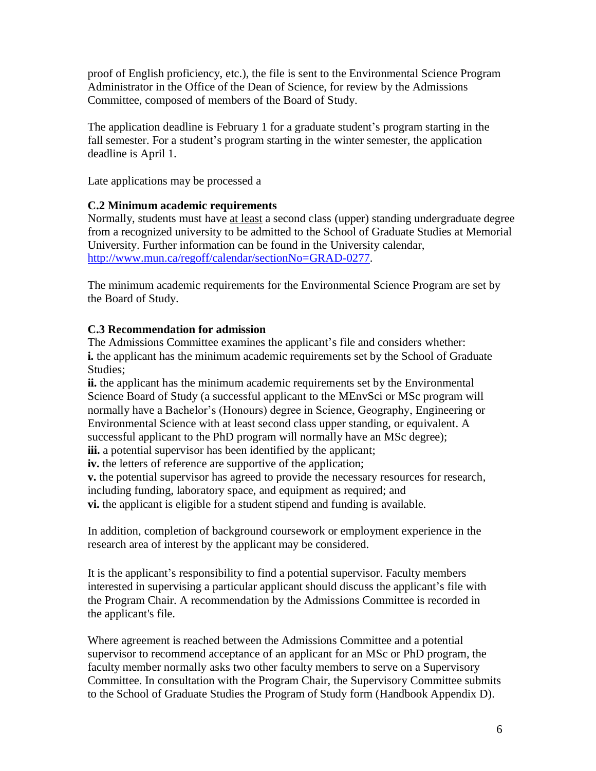proof of English proficiency, etc.), the file is sent to the Environmental Science Program Administrator in the Office of the Dean of Science, for review by the Admissions Committee, composed of members of the Board of Study.

The application deadline is February 1 for a graduate student's program starting in the fall semester. For a student's program starting in the winter semester, the application deadline is April 1.

Late applications may be processed a

### C.2 Minimum academic requirements

Normally, students must have at least a second class (upper) standing undergraduate degree from a recognized university to be admitted to the School of Graduate Studies at Memorial University. Further information can be found in the University calendar, [http://www.mun.ca/regoff/calendar/sectionNo=GRAD-0277](http://www.mun.ca/regoff/calendar/sectionNo=GRAD-0277).

The minimum academic requirements for the Environmental Science Program are set by the Board of Study.

### C.3 Recommendation for admission

The Admissions Committee examines the applicant's file and considers whether:

**i.** the applicant has the minimum academic requirements set by the School of Graduate Studies;

**ii.** the applicant has the minimum academic requirements set by the Environmental Science Board of Study (a successful applicant to the MEnvSci or MSc program will normally have a Bachelor's (Honours) degree in Science, Geography, Engineering or Environmental Science with at least second class upper standing, or equivalent. A successful applicant to the PhD program will normally have an MSc degree);

**iii.** a potential supervisor has been identified by the applicant;

**iv.** the letters of reference are supportive of the application;

**v.** the potential supervisor has agreed to provide the necessary resources for research, including funding, laboratory space, and equipment as required; and

**vi.** the applicant is eligible for a student stipend and funding is available.

In addition, completion of background coursework or employment experience in the research area of interest by the applicant may be considered.

It is the applicant's responsibility to find a potential supervisor. Faculty members interested in supervising a particular applicant should discuss the applicant's file with the Program Chair. A recommendation by the Admissions Committee is recorded in the applicant's file.

Where agreement is reached between the Admissions Committee and a potential supervisor to recommend acceptance of an applicant for an MSc or PhD program, the faculty member normally asks two other faculty members to serve on a Supervisory Committee. In consultation with the Program Chair, the Supervisory Committee submits to the School of Graduate Studies the Program of Study form (Handbook Appendix D).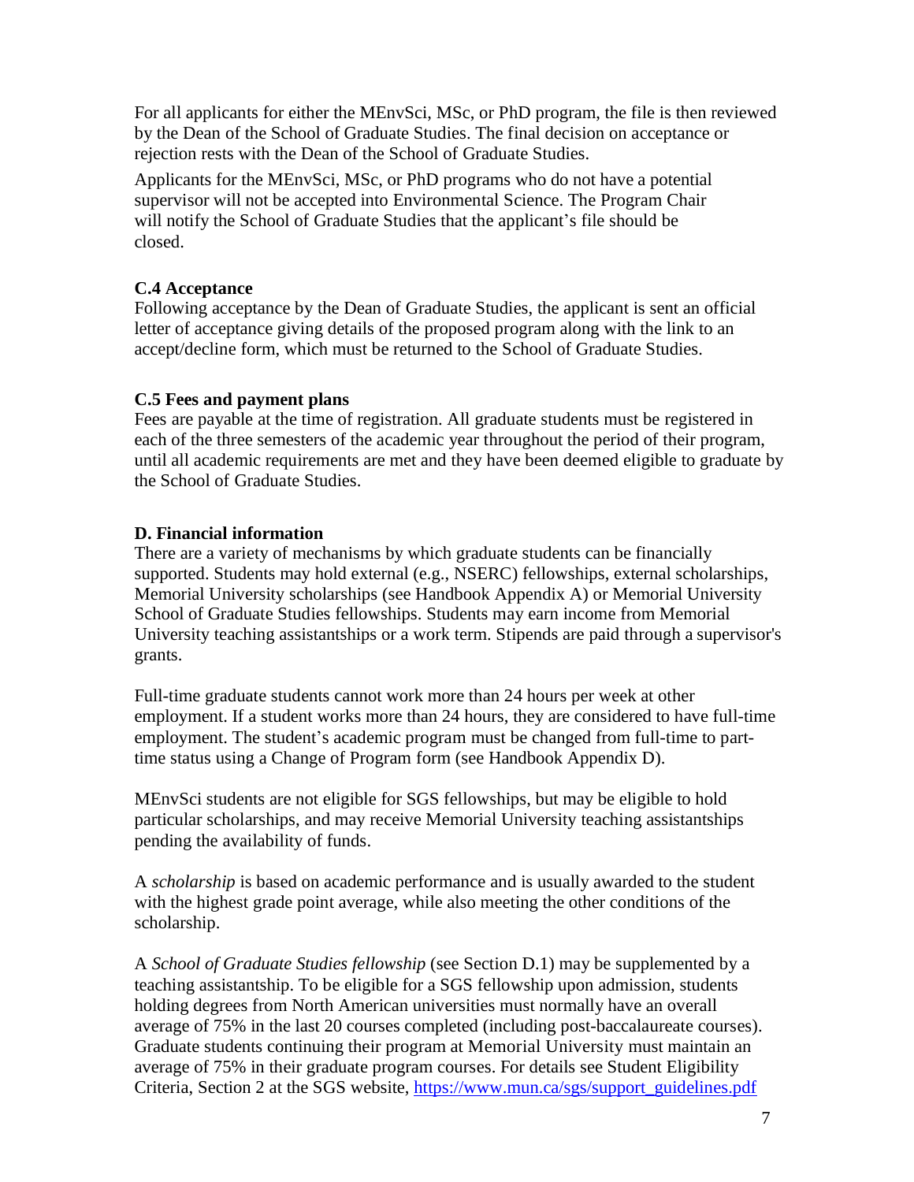For all applicants for either the MEnvSci, MSc, or PhD program, the file is then reviewed by the Dean of the School of Graduate Studies. The final decision on acceptance or rejection rests with the Dean of the School of Graduate Studies.

Applicants for the MEnvSci, MSc, or PhD programs who do not have a potential supervisor will not be accepted into Environmental Science. The Program Chair will notify the School of Graduate Studies that the applicant's file should be closed.

### C.4 Acceptance

Following acceptance by the Dean of Graduate Studies, the applicant is sent an official letter of acceptance giving details of the proposed program along with the link to an accept/decline form, which must be returned to the School of Graduate Studies.

### C.5 Fees and payment plans

Fees are payable at the time of registration. All graduate students must be registered in each of the three semesters of the academic year throughout the period of their program, until all academic requirements are met and they have been deemed eligible to graduate by the School of Graduate Studies.

## D. Financial information

There are a variety of mechanisms by which graduate students can be financially supported. Students may hold external (e.g., NSERC) fellowships, external scholarships, Memorial University scholarships (see Handbook Appendix A) or Memorial University School of Graduate Studies fellowships. Students may earn income from Memorial University teaching assistantships or a work term. Stipends are paid through a supervisor's grants.

Full-time graduate students cannot work more than 24 hours per week at other employment. If a student works more than 24 hours, they are considered to have full-time employment. The student's academic program must be changed from full-time to part-time status using a Change of Program form (see Handbook Appendix D).

MEnvSci students are not eligible for SGS fellowships, but may be eligible to hold particular scholarships, and may receive Memorial University teaching assistantships pending the availability of funds.

A *scholarship* is based on academic performance and is usually awarded to the student with the highest grade point average, while also meeting the other conditions of the scholarship.

A *School of Graduate Studies fellowship* (see Section D.1) may be supplemented by a teaching assistantship. To be eligible for a SGS fellowship upon admission, students holding degrees from North American universities must normally have an overall average of 75% in the last 20 courses completed (including post-baccalaureate courses). Graduate students continuing their program at Memorial University must maintain an average of 75% in their graduate program courses. For details see Student Eligibility Criteria, Section 2 at the SGS website, [https://www.mun.ca/sgs/support_guidelines.pdf](https://www.mun.ca/sgs/support_guidelines.pdf)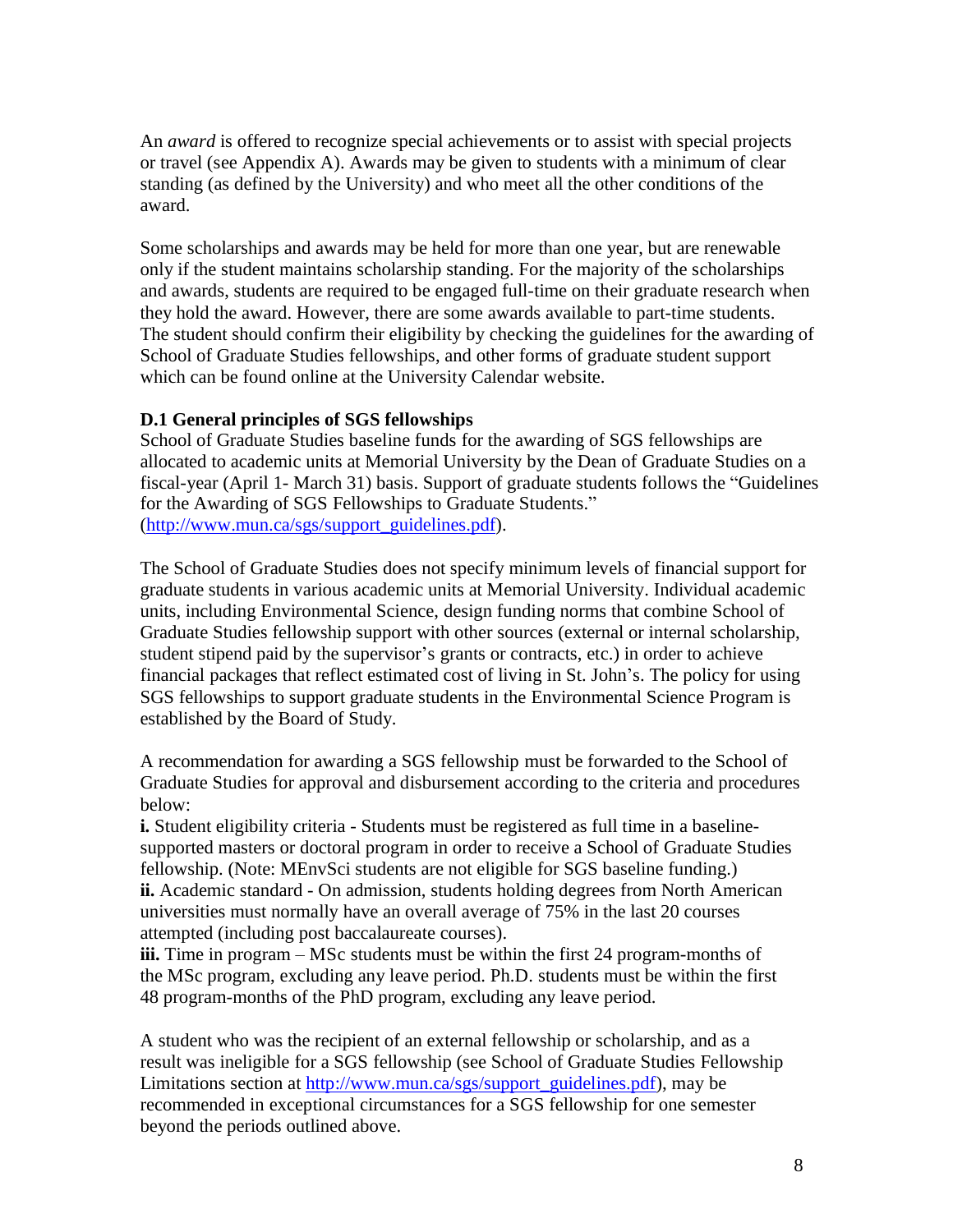An *award* is offered to recognize special achievements or to assist with special projects or travel (see Appendix A). Awards may be given to students with a minimum of clear standing (as defined by the University) and who meet all the other conditions of the award.

Some scholarships and awards may be held for more than one year, but are renewable only if the student maintains scholarship standing. For the majority of the scholarships and awards, students are required to be engaged full-time on their graduate research when they hold the award. However, there are some awards available to part-time students. The student should confirm their eligibility by checking the guidelines for the awarding of School of Graduate Studies fellowships, and other forms of graduate student support which can be found online at the University Calendar website.

### D.1 General principles of SGS fellowships

School of Graduate Studies baseline funds for the awarding of SGS fellowships are allocated to academic units at Memorial University by the Dean of Graduate Studies on a fiscal-year (April 1- March 31) basis. Support of graduate students follows the "Guidelines for the Awarding of SGS Fellowships to Graduate Students." (http://www.mun.ca/sgs/support_guidelines.pdf).

The School of Graduate Studies does not specify minimum levels of financial support for graduate students in various academic units at Memorial University. Individual academic units, including Environmental Science, design funding norms that combine School of Graduate Studies fellowship support with other sources (external or internal scholarship, student stipend paid by the supervisor's grants or contracts, etc.) in order to achieve financial packages that reflect estimated cost of living in St. John's. The policy for using SGS fellowships to support graduate students in the Environmental Science Program is established by the Board of Study.

A recommendation for awarding a SGS fellowship must be forwarded to the School of Graduate Studies for approval and disbursement according to the criteria and procedures below:

**i.** Student eligibility criteria - Students must be registered as full time in a baseline-supported masters or doctoral program in order to receive a School of Graduate Studies fellowship. (Note: MEnvSci students are not eligible for SGS baseline funding.)
**ii.** Academic standard - On admission, students holding degrees from North American universities must normally have an overall average of 75% in the last 20 courses attempted (including post baccalaureate courses).
**iii.** Time in program – MSc students must be within the first 24 program-months of the MSc program, excluding any leave period. Ph.D. students must be within the first 48 program-months of the PhD program, excluding any leave period.

A student who was the recipient of an external fellowship or scholarship, and as a result was ineligible for a SGS fellowship (see School of Graduate Studies Fellowship Limitations section at http://www.mun.ca/sgs/support_guidelines.pdf), may be recommended in exceptional circumstances for a SGS fellowship for one semester beyond the periods outlined above.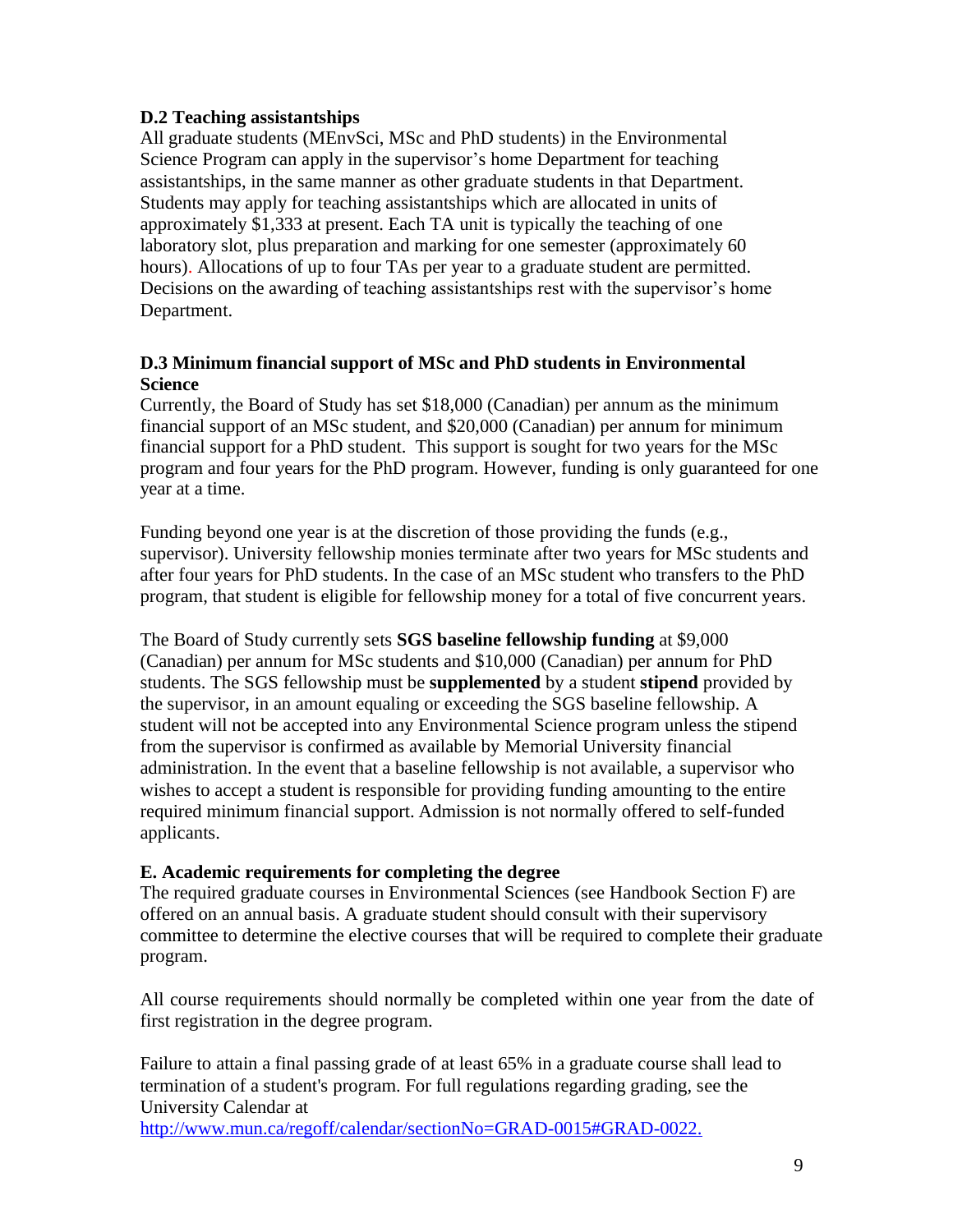### D.2 Teaching assistantships

All graduate students (MEnvSci, MSc and PhD students) in the Environmental Science Program can apply in the supervisor's home Department for teaching assistantships, in the same manner as other graduate students in that Department. Students may apply for teaching assistantships which are allocated in units of approximately $1,333 at present. Each TA unit is typically the teaching of one laboratory slot, plus preparation and marking for one semester (approximately 60 hours). Allocations of up to four TAs per year to a graduate student are permitted. Decisions on the awarding of teaching assistantships rest with the supervisor's home Department.

### D.3 Minimum financial support of MSc and PhD students in Environmental Science

Currently, the Board of Study has set $18,000 (Canadian) per annum as the minimum financial support of an MSc student, and $20,000 (Canadian) per annum for minimum financial support for a PhD student. This support is sought for two years for the MSc program and four years for the PhD program. However, funding is only guaranteed for one year at a time.

Funding beyond one year is at the discretion of those providing the funds (e.g., supervisor). University fellowship monies terminate after two years for MSc students and after four years for PhD students. In the case of an MSc student who transfers to the PhD program, that student is eligible for fellowship money for a total of five concurrent years.

The Board of Study currently sets **SGS baseline fellowship funding** at $9,000 (Canadian) per annum for MSc students and $10,000 (Canadian) per annum for PhD students. The SGS fellowship must be **supplemented** by a student **stipend** provided by the supervisor, in an amount equaling or exceeding the SGS baseline fellowship. A student will not be accepted into any Environmental Science program unless the stipend from the supervisor is confirmed as available by Memorial University financial administration. In the event that a baseline fellowship is not available, a supervisor who wishes to accept a student is responsible for providing funding amounting to the entire required minimum financial support. Admission is not normally offered to self-funded applicants.

## E. Academic requirements for completing the degree

The required graduate courses in Environmental Sciences (see Handbook Section F) are offered on an annual basis. A graduate student should consult with their supervisory committee to determine the elective courses that will be required to complete their graduate program.

All course requirements should normally be completed within one year from the date of first registration in the degree program.

Failure to attain a final passing grade of at least 65% in a graduate course shall lead to termination of a student's program. For full regulations regarding grading, see the University Calendar at http://www.mun.ca/regoff/calendar/sectionNo=GRAD-0015#GRAD-0022.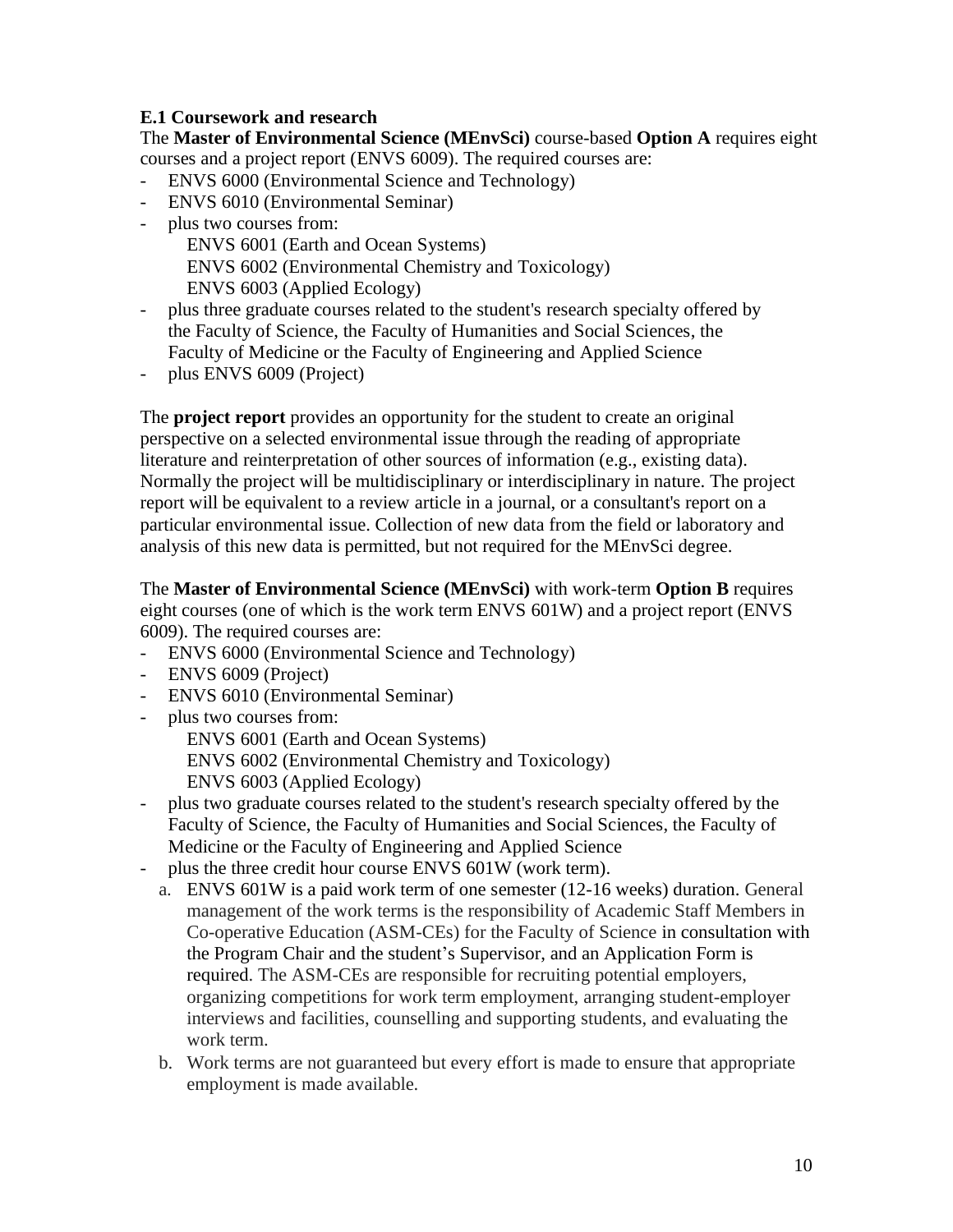### E.1 Coursework and research

The **Master of Environmental Science (MEnvSci)** course-based **Option A** requires eight courses and a project report (ENVS 6009). The required courses are:

- ENVS 6000 (Environmental Science and Technology)
- ENVS 6010 (Environmental Seminar)
- plus two courses from:
  - ENVS 6001 (Earth and Ocean Systems)
  - ENVS 6002 (Environmental Chemistry and Toxicology)
  - ENVS 6003 (Applied Ecology)
- plus three graduate courses related to the student's research specialty offered by the Faculty of Science, the Faculty of Humanities and Social Sciences, the Faculty of Medicine or the Faculty of Engineering and Applied Science
- plus ENVS 6009 (Project)

The **project report** provides an opportunity for the student to create an original perspective on a selected environmental issue through the reading of appropriate literature and reinterpretation of other sources of information (e.g., existing data). Normally the project will be multidisciplinary or interdisciplinary in nature. The project report will be equivalent to a review article in a journal, or a consultant's report on a particular environmental issue. Collection of new data from the field or laboratory and analysis of this new data is permitted, but not required for the MEnvSci degree.

The **Master of Environmental Science (MEnvSci)** with work-term **Option B** requires eight courses (one of which is the work term ENVS 601W) and a project report (ENVS 6009). The required courses are:

- ENVS 6000 (Environmental Science and Technology)
- ENVS 6009 (Project)
- ENVS 6010 (Environmental Seminar)
- plus two courses from:
  - ENVS 6001 (Earth and Ocean Systems)
  - ENVS 6002 (Environmental Chemistry and Toxicology)
  - ENVS 6003 (Applied Ecology)
- plus two graduate courses related to the student's research specialty offered by the Faculty of Science, the Faculty of Humanities and Social Sciences, the Faculty of Medicine or the Faculty of Engineering and Applied Science
- plus the three credit hour course ENVS 601W (work term).
  a. ENVS 601W is a paid work term of one semester (12-16 weeks) duration. General management of the work terms is the responsibility of Academic Staff Members in Co-operative Education (ASM-CEs) for the Faculty of Science in consultation with the Program Chair and the student's Supervisor, and an Application Form is required. The ASM-CEs are responsible for recruiting potential employers, organizing competitions for work term employment, arranging student-employer interviews and facilities, counselling and supporting students, and evaluating the work term.
  b. Work terms are not guaranteed but every effort is made to ensure that appropriate employment is made available.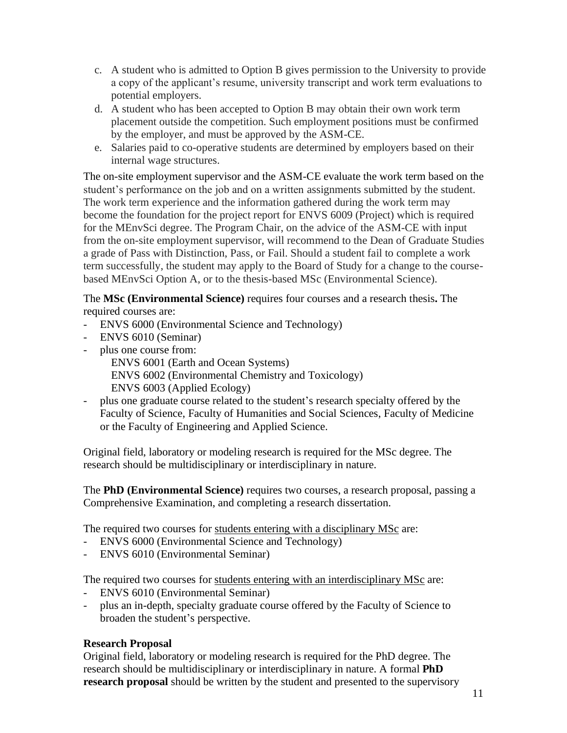c. A student who is admitted to Option B gives permission to the University to provide a copy of the applicant's resume, university transcript and work term evaluations to potential employers.

d. A student who has been accepted to Option B may obtain their own work term placement outside the competition. Such employment positions must be confirmed by the employer, and must be approved by the ASM-CE.

e. Salaries paid to co-operative students are determined by employers based on their internal wage structures.

The on-site employment supervisor and the ASM-CE evaluate the work term based on the student's performance on the job and on a written assignments submitted by the student. The work term experience and the information gathered during the work term may become the foundation for the project report for ENVS 6009 (Project) which is required for the MEnvSci degree. The Program Chair, on the advice of the ASM-CE with input from the on-site employment supervisor, will recommend to the Dean of Graduate Studies a grade of Pass with Distinction, Pass, or Fail. Should a student fail to complete a work term successfully, the student may apply to the Board of Study for a change to the course-based MEnvSci Option A, or to the thesis-based MSc (Environmental Science).

The **MSc (Environmental Science)** requires four courses and a research thesis**.** The required courses are:

- ENVS 6000 (Environmental Science and Technology)
- ENVS 6010 (Seminar)
- plus one course from:
  - ENVS 6001 (Earth and Ocean Systems)
  - ENVS 6002 (Environmental Chemistry and Toxicology)
  - ENVS 6003 (Applied Ecology)
- plus one graduate course related to the student's research specialty offered by the Faculty of Science, Faculty of Humanities and Social Sciences, Faculty of Medicine or the Faculty of Engineering and Applied Science.

Original field, laboratory or modeling research is required for the MSc degree. The research should be multidisciplinary or interdisciplinary in nature.

The **PhD (Environmental Science)** requires two courses, a research proposal, passing a Comprehensive Examination, and completing a research dissertation.

The required two courses for <u>students entering with a disciplinary MSc</u> are:

- ENVS 6000 (Environmental Science and Technology)
- ENVS 6010 (Environmental Seminar)

The required two courses for <u>students entering with an interdisciplinary MSc</u> are:

- ENVS 6010 (Environmental Seminar)
- plus an in-depth, specialty graduate course offered by the Faculty of Science to broaden the student's perspective.

**Research Proposal**

Original field, laboratory or modeling research is required for the PhD degree. The research should be multidisciplinary or interdisciplinary in nature. A formal **PhD research proposal** should be written by the student and presented to the supervisory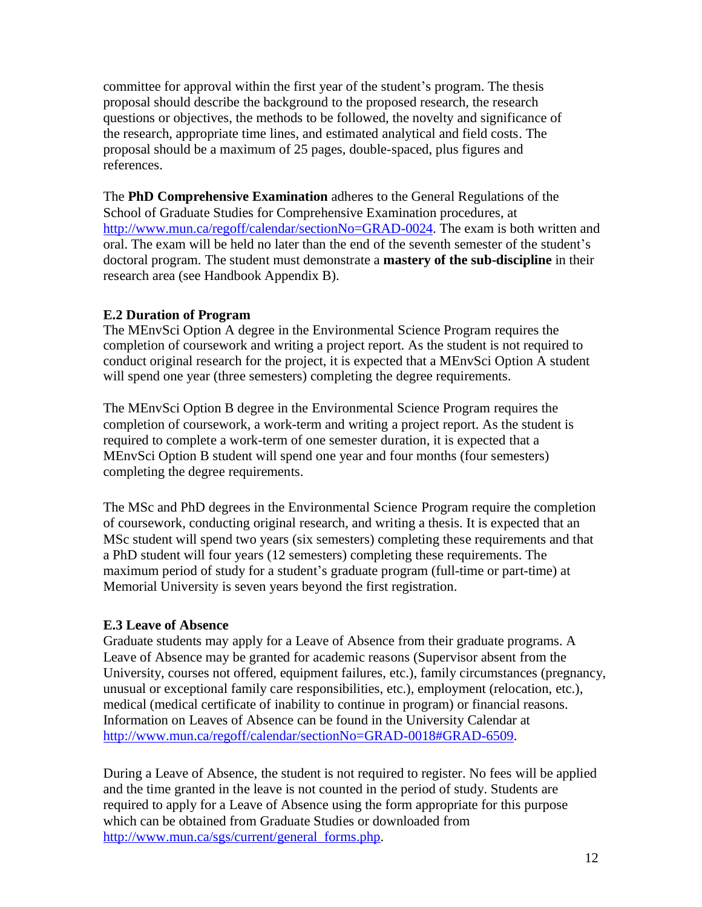committee for approval within the first year of the student's program. The thesis proposal should describe the background to the proposed research, the research questions or objectives, the methods to be followed, the novelty and significance of the research, appropriate time lines, and estimated analytical and field costs. The proposal should be a maximum of 25 pages, double-spaced, plus figures and references.

The **PhD Comprehensive Examination** adheres to the General Regulations of the School of Graduate Studies for Comprehensive Examination procedures, at http://www.mun.ca/regoff/calendar/sectionNo=GRAD-0024. The exam is both written and oral. The exam will be held no later than the end of the seventh semester of the student's doctoral program. The student must demonstrate a **mastery of the sub-discipline** in their research area (see Handbook Appendix B).

### E.2 Duration of Program

The MEnvSci Option A degree in the Environmental Science Program requires the completion of coursework and writing a project report. As the student is not required to conduct original research for the project, it is expected that a MEnvSci Option A student will spend one year (three semesters) completing the degree requirements.

The MEnvSci Option B degree in the Environmental Science Program requires the completion of coursework, a work-term and writing a project report. As the student is required to complete a work-term of one semester duration, it is expected that a MEnvSci Option B student will spend one year and four months (four semesters) completing the degree requirements.

The MSc and PhD degrees in the Environmental Science Program require the completion of coursework, conducting original research, and writing a thesis. It is expected that an MSc student will spend two years (six semesters) completing these requirements and that a PhD student will four years (12 semesters) completing these requirements. The maximum period of study for a student's graduate program (full-time or part-time) at Memorial University is seven years beyond the first registration.

### E.3 Leave of Absence

Graduate students may apply for a Leave of Absence from their graduate programs. A Leave of Absence may be granted for academic reasons (Supervisor absent from the University, courses not offered, equipment failures, etc.), family circumstances (pregnancy, unusual or exceptional family care responsibilities, etc.), employment (relocation, etc.), medical (medical certificate of inability to continue in program) or financial reasons. Information on Leaves of Absence can be found in the University Calendar at http://www.mun.ca/regoff/calendar/sectionNo=GRAD-0018#GRAD-6509.

During a Leave of Absence, the student is not required to register. No fees will be applied and the time granted in the leave is not counted in the period of study. Students are required to apply for a Leave of Absence using the form appropriate for this purpose which can be obtained from Graduate Studies or downloaded from http://www.mun.ca/sgs/current/general_forms.php.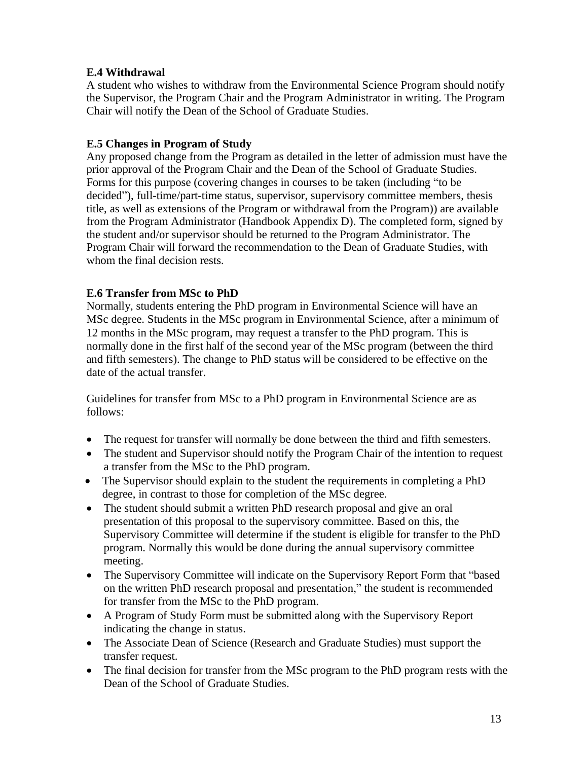**E.4 Withdrawal**

A student who wishes to withdraw from the Environmental Science Program should notify the Supervisor, the Program Chair and the Program Administrator in writing. The Program Chair will notify the Dean of the School of Graduate Studies.

**E.5 Changes in Program of Study**

Any proposed change from the Program as detailed in the letter of admission must have the prior approval of the Program Chair and the Dean of the School of Graduate Studies. Forms for this purpose (covering changes in courses to be taken (including "to be decided"), full-time/part-time status, supervisor, supervisory committee members, thesis title, as well as extensions of the Program or withdrawal from the Program)) are available from the Program Administrator (Handbook Appendix D). The completed form, signed by the student and/or supervisor should be returned to the Program Administrator. The Program Chair will forward the recommendation to the Dean of Graduate Studies, with whom the final decision rests.

**E.6 Transfer from MSc to PhD**

Normally, students entering the PhD program in Environmental Science will have an MSc degree. Students in the MSc program in Environmental Science, after a minimum of 12 months in the MSc program, may request a transfer to the PhD program. This is normally done in the first half of the second year of the MSc program (between the third and fifth semesters). The change to PhD status will be considered to be effective on the date of the actual transfer.

Guidelines for transfer from MSc to a PhD program in Environmental Science are as follows:

- The request for transfer will normally be done between the third and fifth semesters.
- The student and Supervisor should notify the Program Chair of the intention to request a transfer from the MSc to the PhD program.
- The Supervisor should explain to the student the requirements in completing a PhD degree, in contrast to those for completion of the MSc degree.
- The student should submit a written PhD research proposal and give an oral presentation of this proposal to the supervisory committee. Based on this, the Supervisory Committee will determine if the student is eligible for transfer to the PhD program. Normally this would be done during the annual supervisory committee meeting.
- The Supervisory Committee will indicate on the Supervisory Report Form that "based on the written PhD research proposal and presentation," the student is recommended for transfer from the MSc to the PhD program.
- A Program of Study Form must be submitted along with the Supervisory Report indicating the change in status.
- The Associate Dean of Science (Research and Graduate Studies) must support the transfer request.
- The final decision for transfer from the MSc program to the PhD program rests with the Dean of the School of Graduate Studies.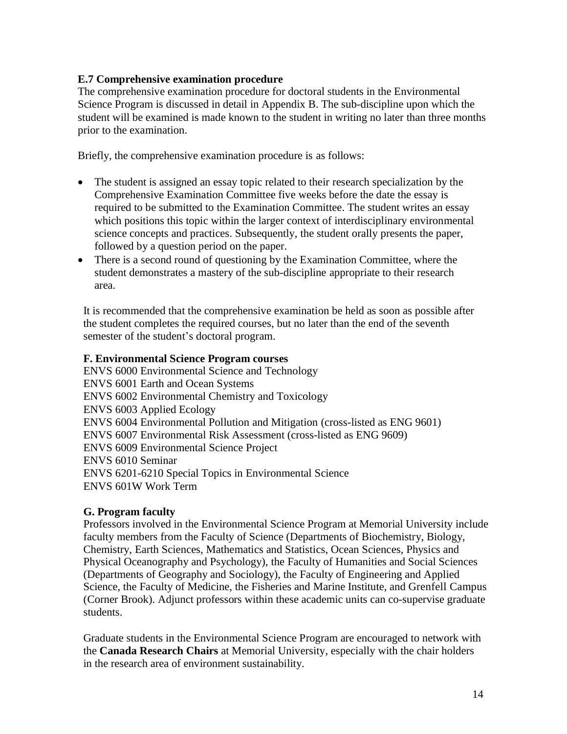### E.7 Comprehensive examination procedure

The comprehensive examination procedure for doctoral students in the Environmental Science Program is discussed in detail in Appendix B. The sub-discipline upon which the student will be examined is made known to the student in writing no later than three months prior to the examination.

Briefly, the comprehensive examination procedure is as follows:

- The student is assigned an essay topic related to their research specialization by the Comprehensive Examination Committee five weeks before the date the essay is required to be submitted to the Examination Committee. The student writes an essay which positions this topic within the larger context of interdisciplinary environmental science concepts and practices. Subsequently, the student orally presents the paper, followed by a question period on the paper.
- There is a second round of questioning by the Examination Committee, where the student demonstrates a mastery of the sub-discipline appropriate to their research area.

It is recommended that the comprehensive examination be held as soon as possible after the student completes the required courses, but no later than the end of the seventh semester of the student's doctoral program.

### F. Environmental Science Program courses

ENVS 6000 Environmental Science and Technology
ENVS 6001 Earth and Ocean Systems
ENVS 6002 Environmental Chemistry and Toxicology
ENVS 6003 Applied Ecology
ENVS 6004 Environmental Pollution and Mitigation (cross-listed as ENG 9601)
ENVS 6007 Environmental Risk Assessment (cross-listed as ENG 9609)
ENVS 6009 Environmental Science Project
ENVS 6010 Seminar
ENVS 6201-6210 Special Topics in Environmental Science
ENVS 601W Work Term

### G. Program faculty

Professors involved in the Environmental Science Program at Memorial University include faculty members from the Faculty of Science (Departments of Biochemistry, Biology, Chemistry, Earth Sciences, Mathematics and Statistics, Ocean Sciences, Physics and Physical Oceanography and Psychology), the Faculty of Humanities and Social Sciences (Departments of Geography and Sociology), the Faculty of Engineering and Applied Science, the Faculty of Medicine, the Fisheries and Marine Institute, and Grenfell Campus (Corner Brook). Adjunct professors within these academic units can co-supervise graduate students.

Graduate students in the Environmental Science Program are encouraged to network with the **Canada Research Chairs** at Memorial University, especially with the chair holders in the research area of environment sustainability.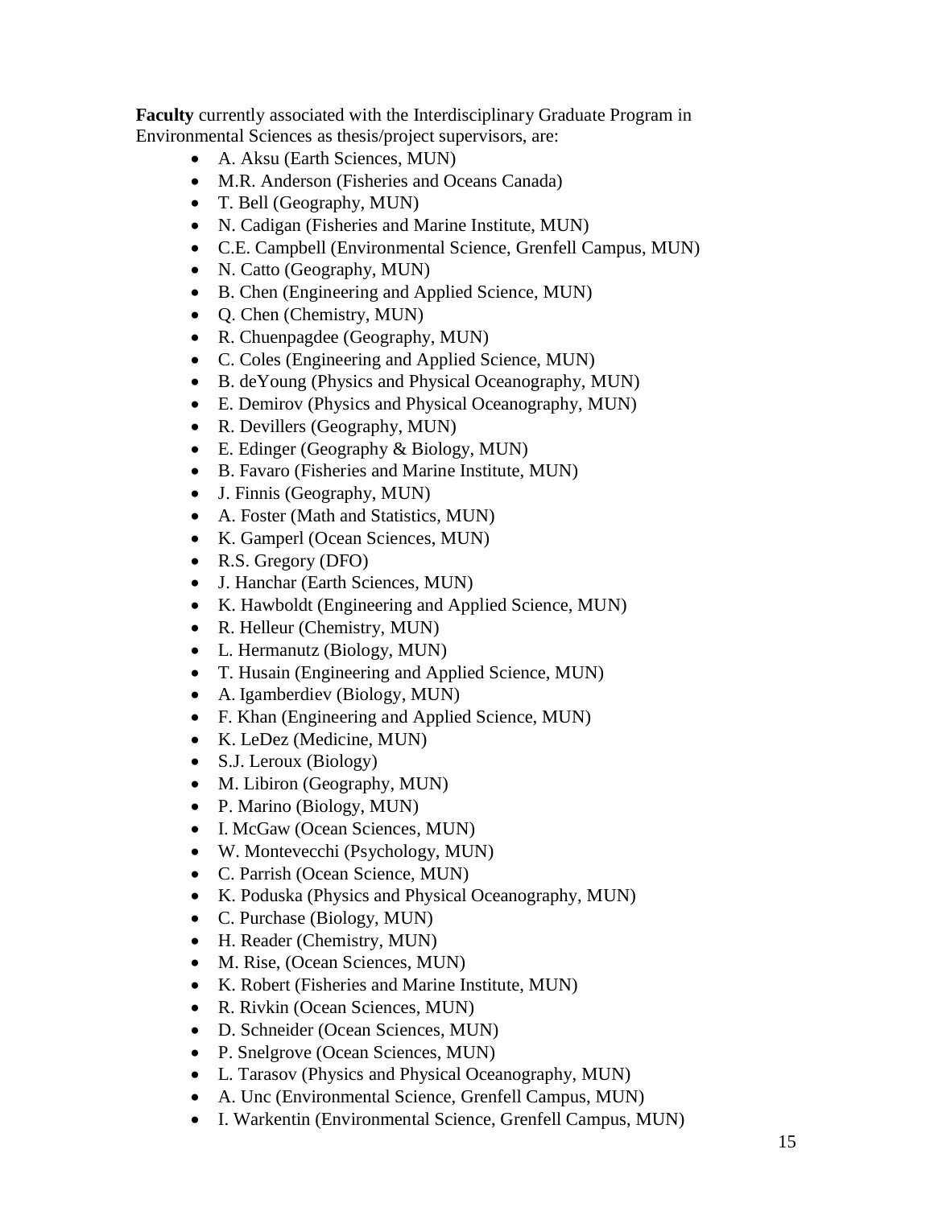**Faculty** currently associated with the Interdisciplinary Graduate Program in Environmental Sciences as thesis/project supervisors, are:

- A. Aksu (Earth Sciences, MUN)
- M.R. Anderson (Fisheries and Oceans Canada)
- T. Bell (Geography, MUN)
- N. Cadigan (Fisheries and Marine Institute, MUN)
- C.E. Campbell (Environmental Science, Grenfell Campus, MUN)
- N. Catto (Geography, MUN)
- B. Chen (Engineering and Applied Science, MUN)
- Q. Chen (Chemistry, MUN)
- R. Chuenpagdee (Geography, MUN)
- C. Coles (Engineering and Applied Science, MUN)
- B. deYoung (Physics and Physical Oceanography, MUN)
- E. Demirov (Physics and Physical Oceanography, MUN)
- R. Devillers (Geography, MUN)
- E. Edinger (Geography & Biology, MUN)
- B. Favaro (Fisheries and Marine Institute, MUN)
- J. Finnis (Geography, MUN)
- A. Foster (Math and Statistics, MUN)
- K. Gamperl (Ocean Sciences, MUN)
- R.S. Gregory (DFO)
- J. Hanchar (Earth Sciences, MUN)
- K. Hawboldt (Engineering and Applied Science, MUN)
- R. Helleur (Chemistry, MUN)
- L. Hermanutz (Biology, MUN)
- T. Husain (Engineering and Applied Science, MUN)
- A. Igamberdiev (Biology, MUN)
- F. Khan (Engineering and Applied Science, MUN)
- K. LeDez (Medicine, MUN)
- S.J. Leroux (Biology)
- M. Libiron (Geography, MUN)
- P. Marino (Biology, MUN)
- I. McGaw (Ocean Sciences, MUN)
- W. Montevecchi (Psychology, MUN)
- C. Parrish (Ocean Science, MUN)
- K. Poduska (Physics and Physical Oceanography, MUN)
- C. Purchase (Biology, MUN)
- H. Reader (Chemistry, MUN)
- M. Rise, (Ocean Sciences, MUN)
- K. Robert (Fisheries and Marine Institute, MUN)
- R. Rivkin (Ocean Sciences, MUN)
- D. Schneider (Ocean Sciences, MUN)
- P. Snelgrove (Ocean Sciences, MUN)
- L. Tarasov (Physics and Physical Oceanography, MUN)
- A. Unc (Environmental Science, Grenfell Campus, MUN)
- I. Warkentin (Environmental Science, Grenfell Campus, MUN)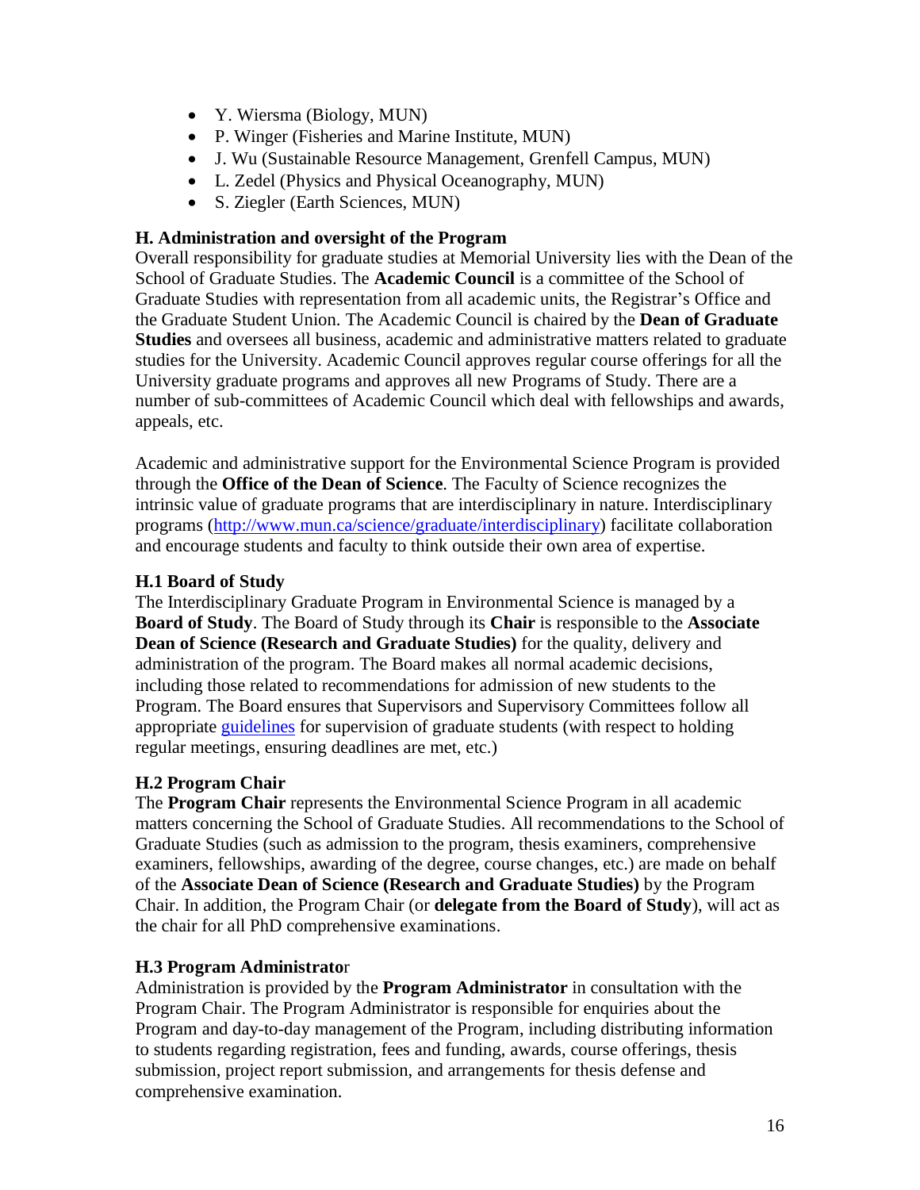- Y. Wiersma (Biology, MUN)
- P. Winger (Fisheries and Marine Institute, MUN)
- J. Wu (Sustainable Resource Management, Grenfell Campus, MUN)
- L. Zedel (Physics and Physical Oceanography, MUN)
- S. Ziegler (Earth Sciences, MUN)

### H. Administration and oversight of the Program

Overall responsibility for graduate studies at Memorial University lies with the Dean of the School of Graduate Studies. The **Academic Council** is a committee of the School of Graduate Studies with representation from all academic units, the Registrar's Office and the Graduate Student Union. The Academic Council is chaired by the **Dean of Graduate Studies** and oversees all business, academic and administrative matters related to graduate studies for the University. Academic Council approves regular course offerings for all the University graduate programs and approves all new Programs of Study. There are a number of sub-committees of Academic Council which deal with fellowships and awards, appeals, etc.

Academic and administrative support for the Environmental Science Program is provided through the **Office of the Dean of Science**. The Faculty of Science recognizes the intrinsic value of graduate programs that are interdisciplinary in nature. Interdisciplinary programs (http://www.mun.ca/science/graduate/interdisciplinary) facilitate collaboration and encourage students and faculty to think outside their own area of expertise.

#### H.1 Board of Study

The Interdisciplinary Graduate Program in Environmental Science is managed by a **Board of Study**. The Board of Study through its **Chair** is responsible to the **Associate Dean of Science (Research and Graduate Studies)** for the quality, delivery and administration of the program. The Board makes all normal academic decisions, including those related to recommendations for admission of new students to the Program. The Board ensures that Supervisors and Supervisory Committees follow all appropriate guidelines for supervision of graduate students (with respect to holding regular meetings, ensuring deadlines are met, etc.)

#### H.2 Program Chair

The **Program Chair** represents the Environmental Science Program in all academic matters concerning the School of Graduate Studies. All recommendations to the School of Graduate Studies (such as admission to the program, thesis examiners, comprehensive examiners, fellowships, awarding of the degree, course changes, etc.) are made on behalf of the **Associate Dean of Science (Research and Graduate Studies)** by the Program Chair. In addition, the Program Chair (or **delegate from the Board of Study**), will act as the chair for all PhD comprehensive examinations.

#### H.3 Program Administrator

Administration is provided by the **Program Administrator** in consultation with the Program Chair. The Program Administrator is responsible for enquiries about the Program and day-to-day management of the Program, including distributing information to students regarding registration, fees and funding, awards, course offerings, thesis submission, project report submission, and arrangements for thesis defense and comprehensive examination.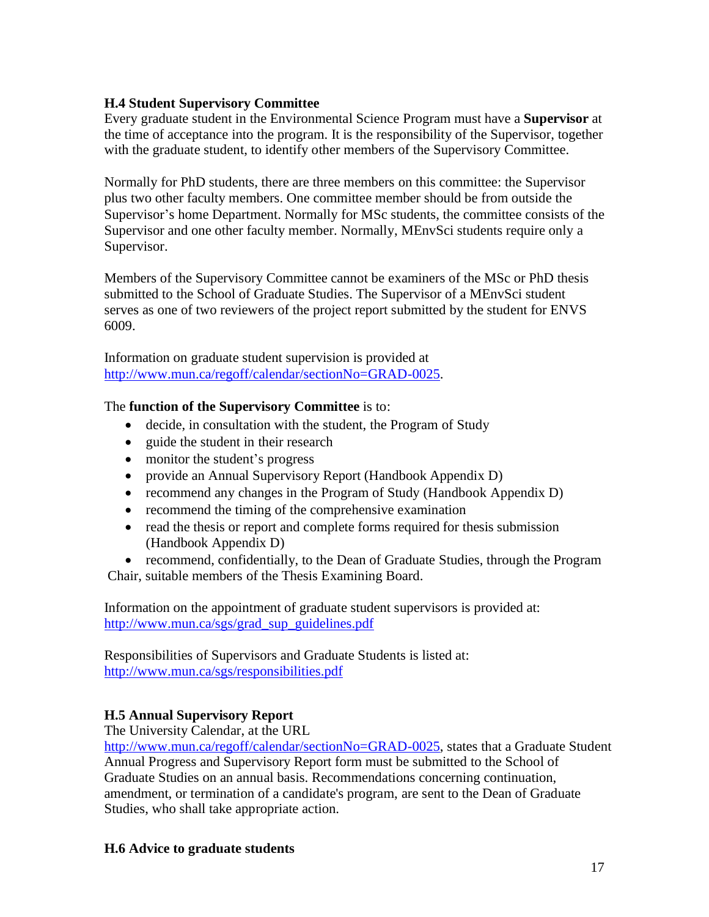### H.4 Student Supervisory Committee

Every graduate student in the Environmental Science Program must have a **Supervisor** at the time of acceptance into the program. It is the responsibility of the Supervisor, together with the graduate student, to identify other members of the Supervisory Committee.

Normally for PhD students, there are three members on this committee: the Supervisor plus two other faculty members. One committee member should be from outside the Supervisor's home Department. Normally for MSc students, the committee consists of the Supervisor and one other faculty member. Normally, MEnvSci students require only a Supervisor.

Members of the Supervisory Committee cannot be examiners of the MSc or PhD thesis submitted to the School of Graduate Studies. The Supervisor of a MEnvSci student serves as one of two reviewers of the project report submitted by the student for ENVS 6009.

Information on graduate student supervision is provided at http://www.mun.ca/regoff/calendar/sectionNo=GRAD-0025.

The **function of the Supervisory Committee** is to:

- decide, in consultation with the student, the Program of Study
- guide the student in their research
- monitor the student's progress
- provide an Annual Supervisory Report (Handbook Appendix D)
- recommend any changes in the Program of Study (Handbook Appendix D)
- recommend the timing of the comprehensive examination
- read the thesis or report and complete forms required for thesis submission (Handbook Appendix D)
- recommend, confidentially, to the Dean of Graduate Studies, through the Program Chair, suitable members of the Thesis Examining Board.

Information on the appointment of graduate student supervisors is provided at: http://www.mun.ca/sgs/grad_sup_guidelines.pdf

Responsibilities of Supervisors and Graduate Students is listed at: http://www.mun.ca/sgs/responsibilities.pdf

### H.5 Annual Supervisory Report

The University Calendar, at the URL http://www.mun.ca/regoff/calendar/sectionNo=GRAD-0025, states that a Graduate Student Annual Progress and Supervisory Report form must be submitted to the School of Graduate Studies on an annual basis. Recommendations concerning continuation, amendment, or termination of a candidate's program, are sent to the Dean of Graduate Studies, who shall take appropriate action.

### H.6 Advice to graduate students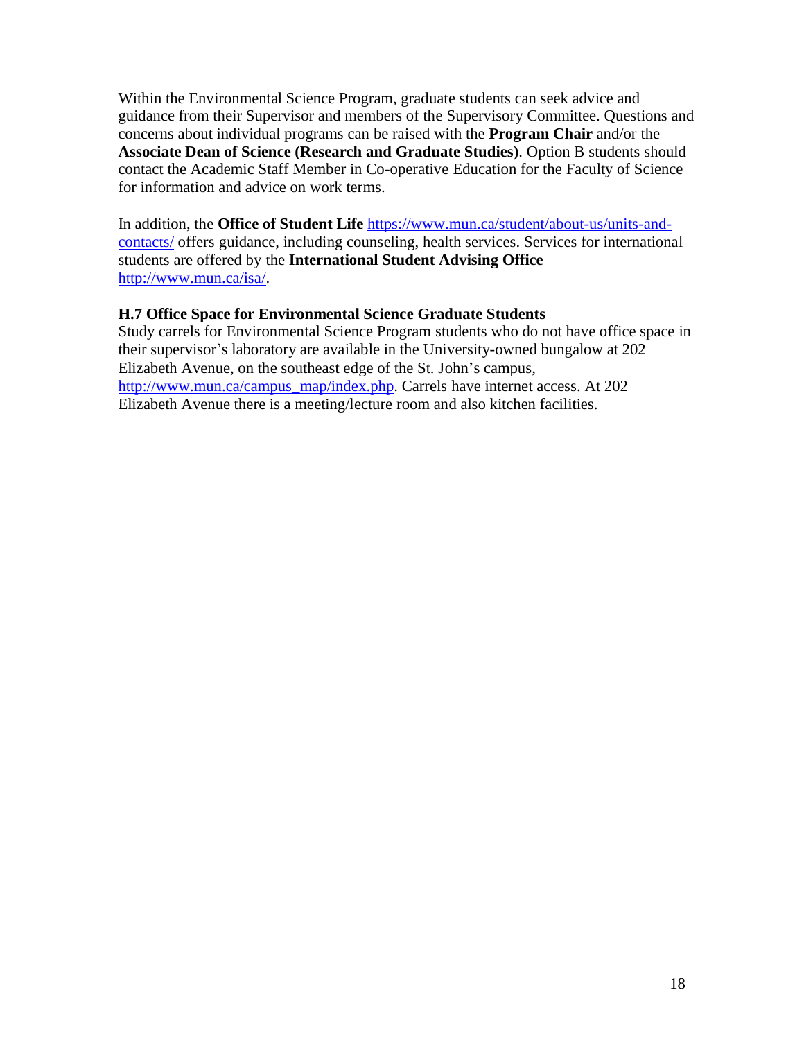Within the Environmental Science Program, graduate students can seek advice and guidance from their Supervisor and members of the Supervisory Committee. Questions and concerns about individual programs can be raised with the **Program Chair** and/or the **Associate Dean of Science (Research and Graduate Studies)**. Option B students should contact the Academic Staff Member in Co-operative Education for the Faculty of Science for information and advice on work terms.

In addition, the **Office of Student Life** https://www.mun.ca/student/about-us/units-and-contacts/ offers guidance, including counseling, health services. Services for international students are offered by the **International Student Advising Office** http://www.mun.ca/isa/.

### H.7 Office Space for Environmental Science Graduate Students

Study carrels for Environmental Science Program students who do not have office space in their supervisor's laboratory are available in the University-owned bungalow at 202 Elizabeth Avenue, on the southeast edge of the St. John's campus, http://www.mun.ca/campus_map/index.php. Carrels have internet access. At 202 Elizabeth Avenue there is a meeting/lecture room and also kitchen facilities.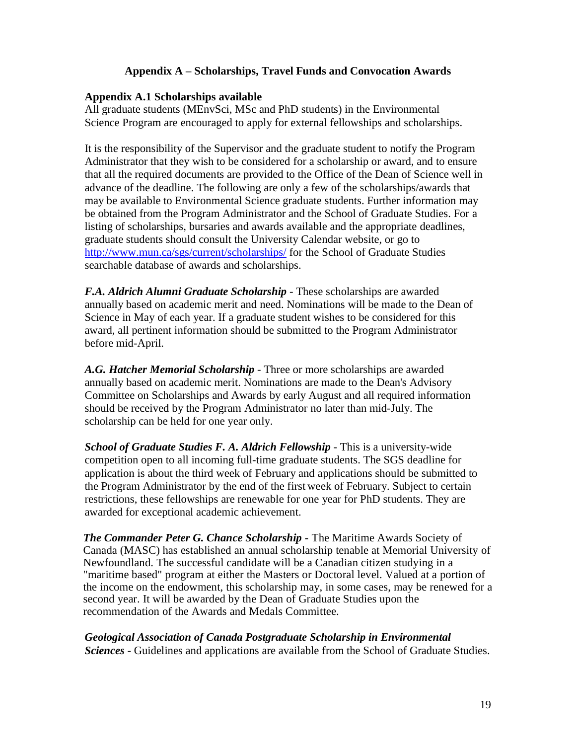# Appendix A – Scholarships, Travel Funds and Convocation Awards

## Appendix A.1 Scholarships available

All graduate students (MEnvSci, MSc and PhD students) in the Environmental Science Program are encouraged to apply for external fellowships and scholarships.

It is the responsibility of the Supervisor and the graduate student to notify the Program Administrator that they wish to be considered for a scholarship or award, and to ensure that all the required documents are provided to the Office of the Dean of Science well in advance of the deadline. The following are only a few of the scholarships/awards that may be available to Environmental Science graduate students. Further information may be obtained from the Program Administrator and the School of Graduate Studies. For a listing of scholarships, bursaries and awards available and the appropriate deadlines, graduate students should consult the University Calendar website, or go to http://www.mun.ca/sgs/current/scholarships/ for the School of Graduate Studies searchable database of awards and scholarships.

***F.A. Aldrich Alumni Graduate Scholarship*** - These scholarships are awarded annually based on academic merit and need. Nominations will be made to the Dean of Science in May of each year. If a graduate student wishes to be considered for this award, all pertinent information should be submitted to the Program Administrator before mid-April.

***A.G. Hatcher Memorial Scholarship*** - Three or more scholarships are awarded annually based on academic merit. Nominations are made to the Dean's Advisory Committee on Scholarships and Awards by early August and all required information should be received by the Program Administrator no later than mid-July. The scholarship can be held for one year only.

***School of Graduate Studies F. A. Aldrich Fellowship*** - This is a university-wide competition open to all incoming full-time graduate students. The SGS deadline for application is about the third week of February and applications should be submitted to the Program Administrator by the end of the first week of February. Subject to certain restrictions, these fellowships are renewable for one year for PhD students. They are awarded for exceptional academic achievement.

***The Commander Peter G. Chance Scholarship*** - The Maritime Awards Society of Canada (MASC) has established an annual scholarship tenable at Memorial University of Newfoundland. The successful candidate will be a Canadian citizen studying in a "maritime based" program at either the Masters or Doctoral level. Valued at a portion of the income on the endowment, this scholarship may, in some cases, may be renewed for a second year. It will be awarded by the Dean of Graduate Studies upon the recommendation of the Awards and Medals Committee.

***Geological Association of Canada Postgraduate Scholarship in Environmental Sciences*** - Guidelines and applications are available from the School of Graduate Studies.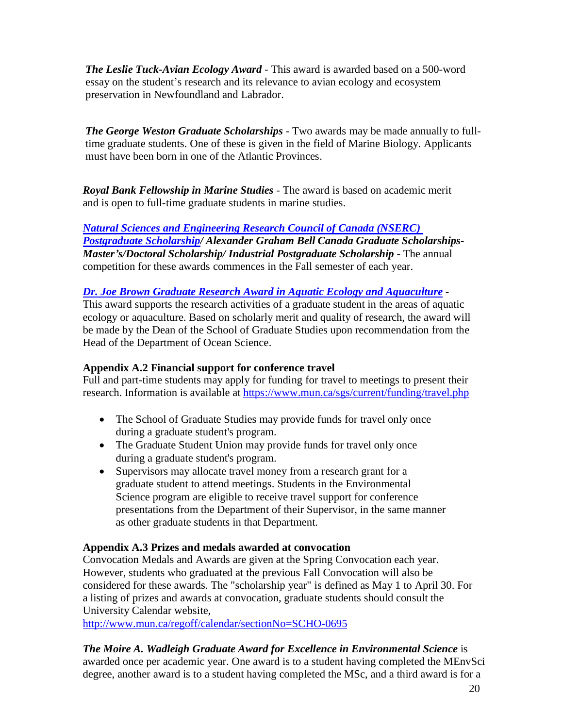***The Leslie Tuck-Avian Ecology Award*** - This award is awarded based on a 500-word essay on the student's research and its relevance to avian ecology and ecosystem preservation in Newfoundland and Labrador.

***The George Weston Graduate Scholarships*** - Two awards may be made annually to full-time graduate students. One of these is given in the field of Marine Biology. Applicants must have been born in one of the Atlantic Provinces.

***Royal Bank Fellowship in Marine Studies*** - The award is based on academic merit and is open to full-time graduate students in marine studies.

***Natural Sciences and Engineering Research Council of Canada (NSERC) Postgraduate Scholarship/ Alexander Graham Bell Canada Graduate Scholarships-Master's/Doctoral Scholarship/ Industrial Postgraduate Scholarship*** - The annual competition for these awards commences in the Fall semester of each year.

***Dr. Joe Brown Graduate Research Award in Aquatic Ecology and Aquaculture*** - This award supports the research activities of a graduate student in the areas of aquatic ecology or aquaculture. Based on scholarly merit and quality of research, the award will be made by the Dean of the School of Graduate Studies upon recommendation from the Head of the Department of Ocean Science.

**Appendix A.2 Financial support for conference travel**

Full and part-time students may apply for funding for travel to meetings to present their research. Information is available at https://www.mun.ca/sgs/current/funding/travel.php

- The School of Graduate Studies may provide funds for travel only once during a graduate student's program.
- The Graduate Student Union may provide funds for travel only once during a graduate student's program.
- Supervisors may allocate travel money from a research grant for a graduate student to attend meetings. Students in the Environmental Science program are eligible to receive travel support for conference presentations from the Department of their Supervisor, in the same manner as other graduate students in that Department.

**Appendix A.3 Prizes and medals awarded at convocation**

Convocation Medals and Awards are given at the Spring Convocation each year. However, students who graduated at the previous Fall Convocation will also be considered for these awards. The "scholarship year" is defined as May 1 to April 30. For a listing of prizes and awards at convocation, graduate students should consult the University Calendar website,
http://www.mun.ca/regoff/calendar/sectionNo=SCHO-0695

***The Moire A. Wadleigh Graduate Award for Excellence in Environmental Science*** is awarded once per academic year. One award is to a student having completed the MEnvSci degree, another award is to a student having completed the MSc, and a third award is for a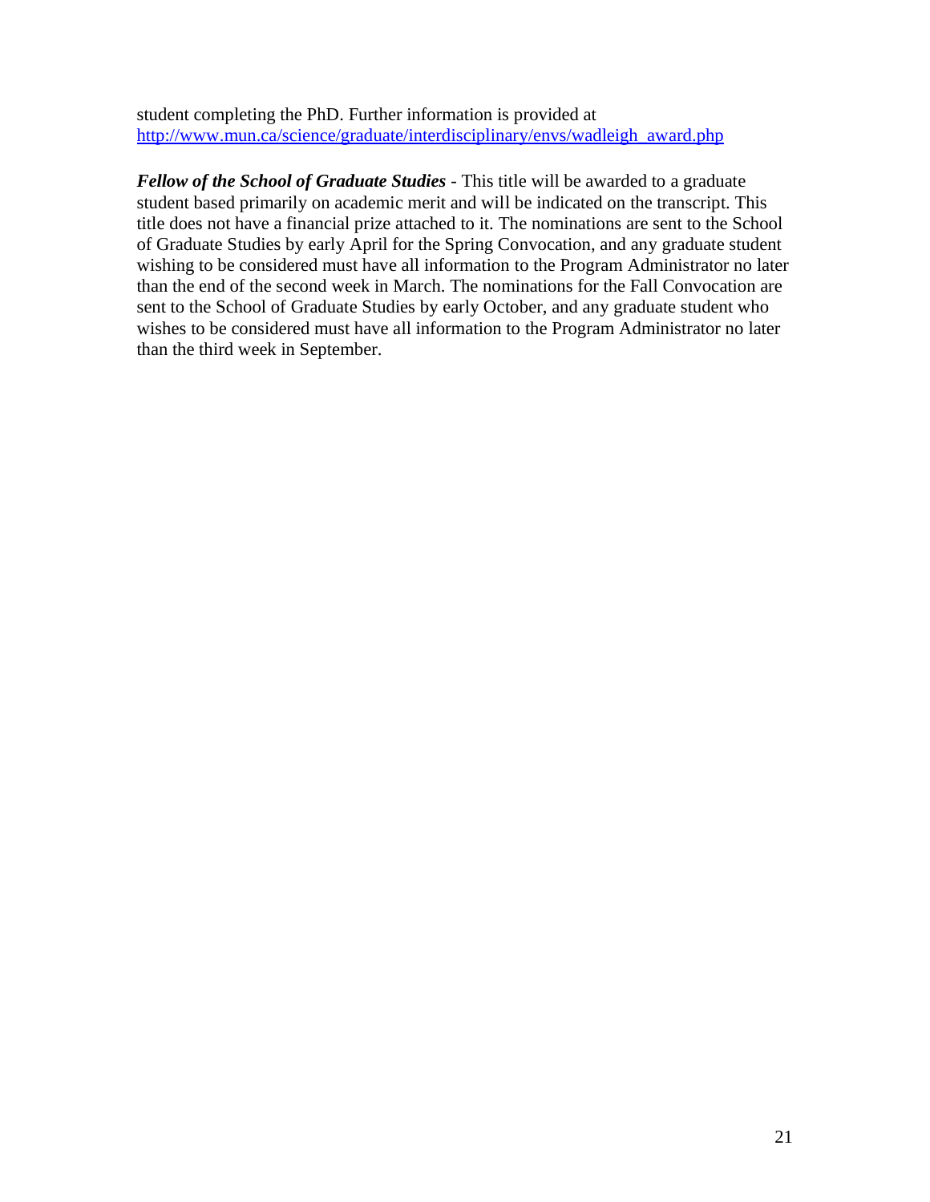student completing the PhD. Further information is provided at [http://www.mun.ca/science/graduate/interdisciplinary/envs/wadleigh_award.php](http://www.mun.ca/science/graduate/interdisciplinary/envs/wadleigh_award.php)

***Fellow of the School of Graduate Studies*** - This title will be awarded to a graduate student based primarily on academic merit and will be indicated on the transcript. This title does not have a financial prize attached to it. The nominations are sent to the School of Graduate Studies by early April for the Spring Convocation, and any graduate student wishing to be considered must have all information to the Program Administrator no later than the end of the second week in March. The nominations for the Fall Convocation are sent to the School of Graduate Studies by early October, and any graduate student who wishes to be considered must have all information to the Program Administrator no later than the third week in September.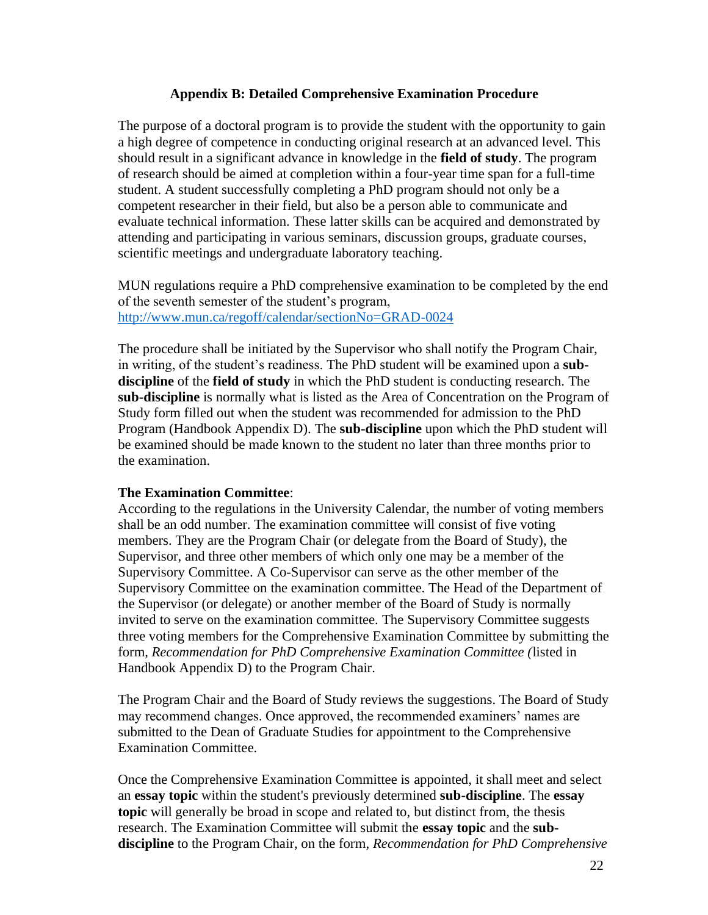## Appendix B: Detailed Comprehensive Examination Procedure

The purpose of a doctoral program is to provide the student with the opportunity to gain a high degree of competence in conducting original research at an advanced level. This should result in a significant advance in knowledge in the **field of study**. The program of research should be aimed at completion within a four-year time span for a full-time student. A student successfully completing a PhD program should not only be a competent researcher in their field, but also be a person able to communicate and evaluate technical information. These latter skills can be acquired and demonstrated by attending and participating in various seminars, discussion groups, graduate courses, scientific meetings and undergraduate laboratory teaching.

MUN regulations require a PhD comprehensive examination to be completed by the end of the seventh semester of the student's program, http://www.mun.ca/regoff/calendar/sectionNo=GRAD-0024

The procedure shall be initiated by the Supervisor who shall notify the Program Chair, in writing, of the student's readiness. The PhD student will be examined upon a **sub-discipline** of the **field of study** in which the PhD student is conducting research. The **sub-discipline** is normally what is listed as the Area of Concentration on the Program of Study form filled out when the student was recommended for admission to the PhD Program (Handbook Appendix D). The **sub-discipline** upon which the PhD student will be examined should be made known to the student no later than three months prior to the examination.

**The Examination Committee**:
According to the regulations in the University Calendar, the number of voting members shall be an odd number. The examination committee will consist of five voting members. They are the Program Chair (or delegate from the Board of Study), the Supervisor, and three other members of which only one may be a member of the Supervisory Committee. A Co-Supervisor can serve as the other member of the Supervisory Committee on the examination committee. The Head of the Department of the Supervisor (or delegate) or another member of the Board of Study is normally invited to serve on the examination committee. The Supervisory Committee suggests three voting members for the Comprehensive Examination Committee by submitting the form, *Recommendation for PhD Comprehensive Examination Committee (*listed in Handbook Appendix D) to the Program Chair.

The Program Chair and the Board of Study reviews the suggestions. The Board of Study may recommend changes. Once approved, the recommended examiners' names are submitted to the Dean of Graduate Studies for appointment to the Comprehensive Examination Committee.

Once the Comprehensive Examination Committee is appointed, it shall meet and select an **essay topic** within the student's previously determined **sub-discipline**. The **essay topic** will generally be broad in scope and related to, but distinct from, the thesis research. The Examination Committee will submit the **essay topic** and the **sub-discipline** to the Program Chair, on the form, *Recommendation for PhD Comprehensive*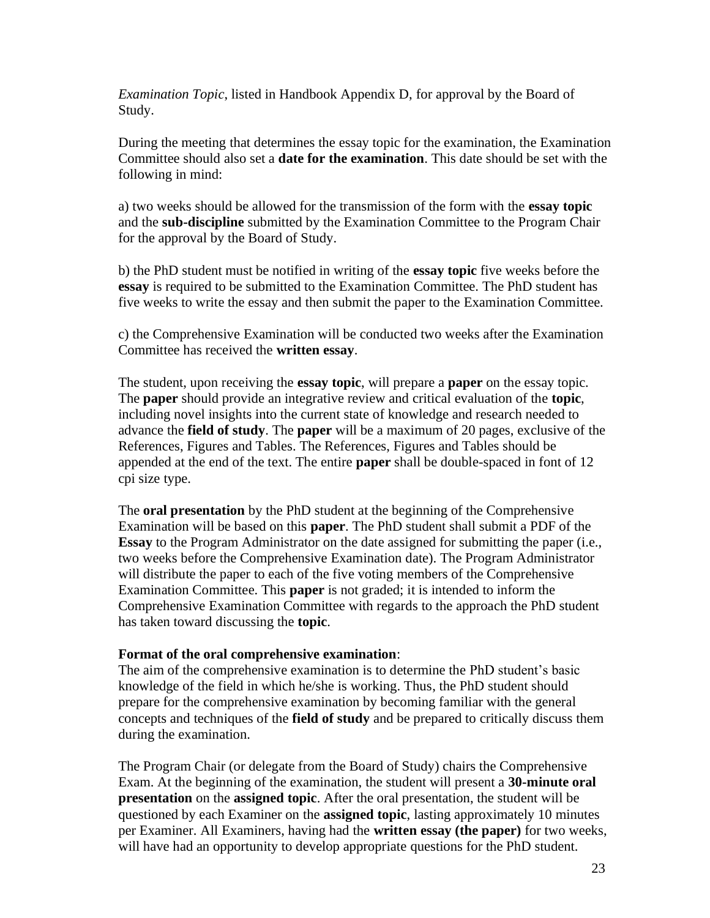*Examination Topic*, listed in Handbook Appendix D, for approval by the Board of Study.

During the meeting that determines the essay topic for the examination, the Examination Committee should also set a **date for the examination**. This date should be set with the following in mind:

a) two weeks should be allowed for the transmission of the form with the **essay topic** and the **sub-discipline** submitted by the Examination Committee to the Program Chair for the approval by the Board of Study.

b) the PhD student must be notified in writing of the **essay topic** five weeks before the **essay** is required to be submitted to the Examination Committee. The PhD student has five weeks to write the essay and then submit the paper to the Examination Committee.

c) the Comprehensive Examination will be conducted two weeks after the Examination Committee has received the **written essay**.

The student, upon receiving the **essay topic**, will prepare a **paper** on the essay topic. The **paper** should provide an integrative review and critical evaluation of the **topic**, including novel insights into the current state of knowledge and research needed to advance the **field of study**. The **paper** will be a maximum of 20 pages, exclusive of the References, Figures and Tables. The References, Figures and Tables should be appended at the end of the text. The entire **paper** shall be double-spaced in font of 12 cpi size type.

The **oral presentation** by the PhD student at the beginning of the Comprehensive Examination will be based on this **paper**. The PhD student shall submit a PDF of the **Essay** to the Program Administrator on the date assigned for submitting the paper (i.e., two weeks before the Comprehensive Examination date). The Program Administrator will distribute the paper to each of the five voting members of the Comprehensive Examination Committee. This **paper** is not graded; it is intended to inform the Comprehensive Examination Committee with regards to the approach the PhD student has taken toward discussing the **topic**.

**Format of the oral comprehensive examination**:
The aim of the comprehensive examination is to determine the PhD student's basic knowledge of the field in which he/she is working. Thus, the PhD student should prepare for the comprehensive examination by becoming familiar with the general concepts and techniques of the **field of study** and be prepared to critically discuss them during the examination.

The Program Chair (or delegate from the Board of Study) chairs the Comprehensive Exam. At the beginning of the examination, the student will present a **30-minute oral presentation** on the **assigned topic**. After the oral presentation, the student will be questioned by each Examiner on the **assigned topic**, lasting approximately 10 minutes per Examiner. All Examiners, having had the **written essay (the paper)** for two weeks, will have had an opportunity to develop appropriate questions for the PhD student.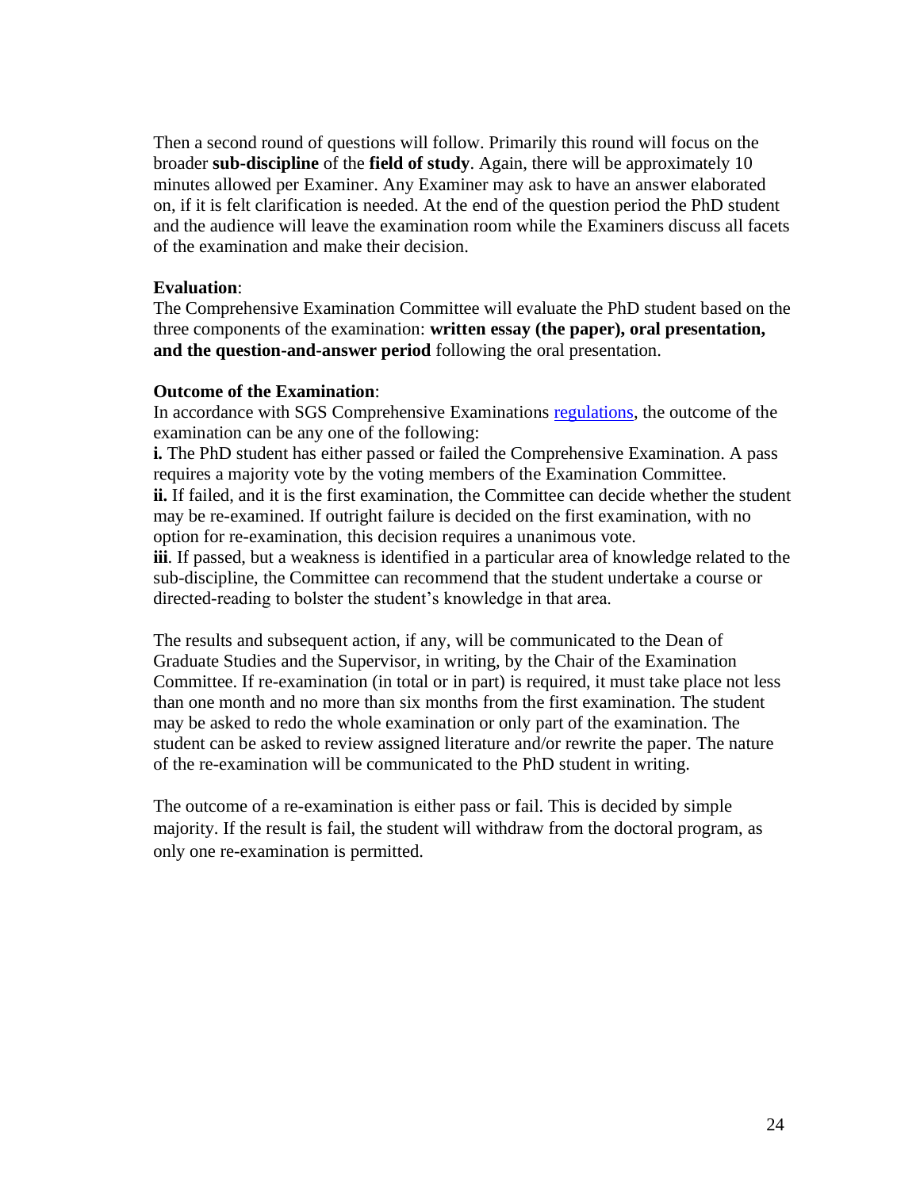Then a second round of questions will follow. Primarily this round will focus on the broader **sub-discipline** of the **field of study**. Again, there will be approximately 10 minutes allowed per Examiner. Any Examiner may ask to have an answer elaborated on, if it is felt clarification is needed. At the end of the question period the PhD student and the audience will leave the examination room while the Examiners discuss all facets of the examination and make their decision.

**Evaluation**:
The Comprehensive Examination Committee will evaluate the PhD student based on the three components of the examination: **written essay (the paper), oral presentation, and the question-and-answer period** following the oral presentation.

**Outcome of the Examination**:
In accordance with SGS Comprehensive Examinations regulations, the outcome of the examination can be any one of the following:
**i.** The PhD student has either passed or failed the Comprehensive Examination. A pass requires a majority vote by the voting members of the Examination Committee.
**ii.** If failed, and it is the first examination, the Committee can decide whether the student may be re-examined. If outright failure is decided on the first examination, with no option for re-examination, this decision requires a unanimous vote.
**iii**. If passed, but a weakness is identified in a particular area of knowledge related to the sub-discipline, the Committee can recommend that the student undertake a course or directed-reading to bolster the student's knowledge in that area.

The results and subsequent action, if any, will be communicated to the Dean of Graduate Studies and the Supervisor, in writing, by the Chair of the Examination Committee. If re-examination (in total or in part) is required, it must take place not less than one month and no more than six months from the first examination. The student may be asked to redo the whole examination or only part of the examination. The student can be asked to review assigned literature and/or rewrite the paper. The nature of the re-examination will be communicated to the PhD student in writing.

The outcome of a re-examination is either pass or fail. This is decided by simple majority. If the result is fail, the student will withdraw from the doctoral program, as only one re-examination is permitted.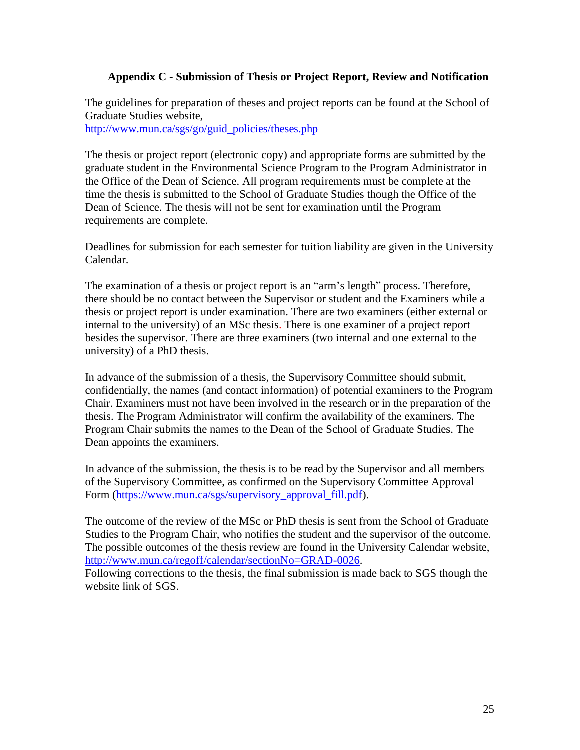## Appendix C - Submission of Thesis or Project Report, Review and Notification

The guidelines for preparation of theses and project reports can be found at the School of Graduate Studies website,
http://www.mun.ca/sgs/go/guid_policies/theses.php

The thesis or project report (electronic copy) and appropriate forms are submitted by the graduate student in the Environmental Science Program to the Program Administrator in the Office of the Dean of Science. All program requirements must be complete at the time the thesis is submitted to the School of Graduate Studies though the Office of the Dean of Science. The thesis will not be sent for examination until the Program requirements are complete.

Deadlines for submission for each semester for tuition liability are given in the University Calendar.

The examination of a thesis or project report is an "arm's length" process. Therefore, there should be no contact between the Supervisor or student and the Examiners while a thesis or project report is under examination. There are two examiners (either external or internal to the university) of an MSc thesis. There is one examiner of a project report besides the supervisor. There are three examiners (two internal and one external to the university) of a PhD thesis.

In advance of the submission of a thesis, the Supervisory Committee should submit, confidentially, the names (and contact information) of potential examiners to the Program Chair. Examiners must not have been involved in the research or in the preparation of the thesis. The Program Administrator will confirm the availability of the examiners. The Program Chair submits the names to the Dean of the School of Graduate Studies. The Dean appoints the examiners.

In advance of the submission, the thesis is to be read by the Supervisor and all members of the Supervisory Committee, as confirmed on the Supervisory Committee Approval Form (https://www.mun.ca/sgs/supervisory_approval_fill.pdf).

The outcome of the review of the MSc or PhD thesis is sent from the School of Graduate Studies to the Program Chair, who notifies the student and the supervisor of the outcome. The possible outcomes of the thesis review are found in the University Calendar website, http://www.mun.ca/regoff/calendar/sectionNo=GRAD-0026.
Following corrections to the thesis, the final submission is made back to SGS though the website link of SGS.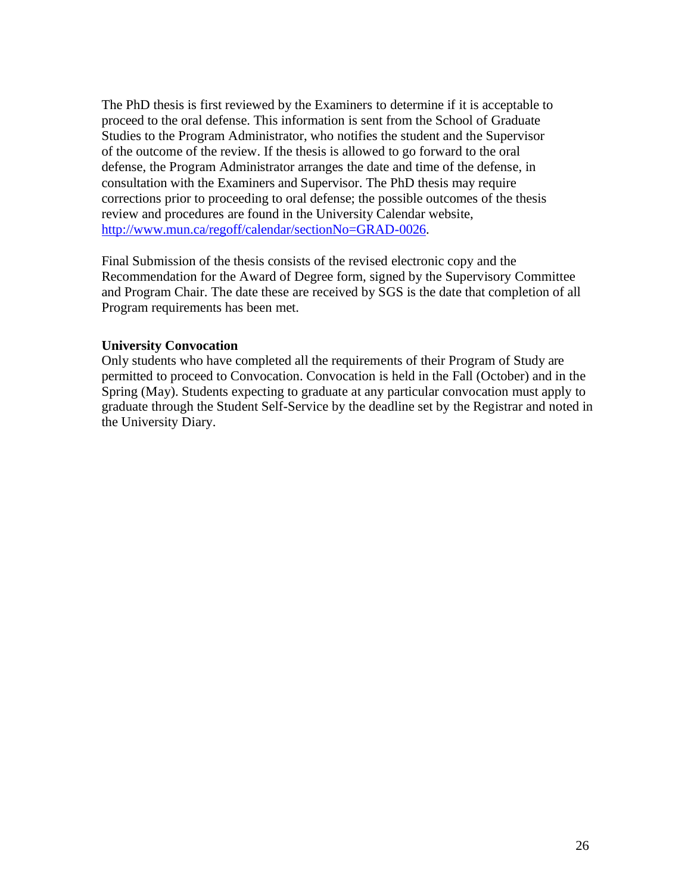The PhD thesis is first reviewed by the Examiners to determine if it is acceptable to proceed to the oral defense. This information is sent from the School of Graduate Studies to the Program Administrator, who notifies the student and the Supervisor of the outcome of the review. If the thesis is allowed to go forward to the oral defense, the Program Administrator arranges the date and time of the defense, in consultation with the Examiners and Supervisor. The PhD thesis may require corrections prior to proceeding to oral defense; the possible outcomes of the thesis review and procedures are found in the University Calendar website, [http://www.mun.ca/regoff/calendar/sectionNo=GRAD-0026](http://www.mun.ca/regoff/calendar/sectionNo=GRAD-0026).

Final Submission of the thesis consists of the revised electronic copy and the Recommendation for the Award of Degree form, signed by the Supervisory Committee and Program Chair. The date these are received by SGS is the date that completion of all Program requirements has been met.

**University Convocation**

Only students who have completed all the requirements of their Program of Study are permitted to proceed to Convocation. Convocation is held in the Fall (October) and in the Spring (May). Students expecting to graduate at any particular convocation must apply to graduate through the Student Self-Service by the deadline set by the Registrar and noted in the University Diary.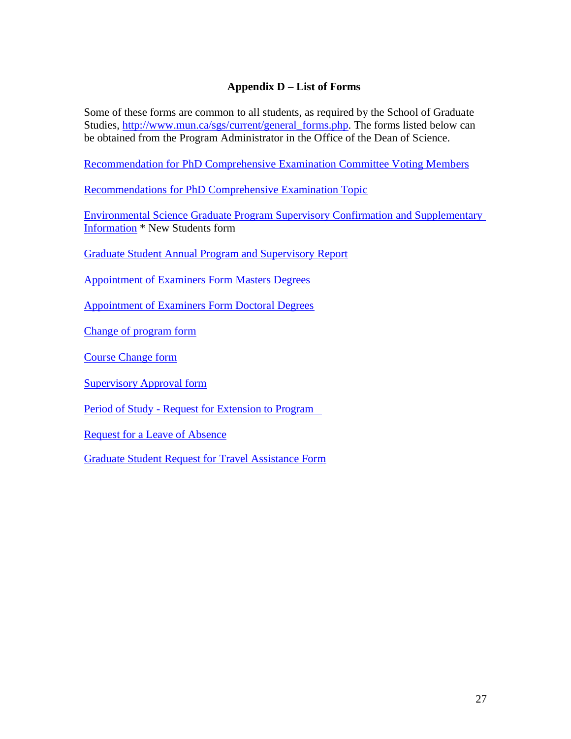## Appendix D – List of Forms

Some of these forms are common to all students, as required by the School of Graduate Studies, http://www.mun.ca/sgs/current/general_forms.php. The forms listed below can be obtained from the Program Administrator in the Office of the Dean of Science.

Recommendation for PhD Comprehensive Examination Committee Voting Members

Recommendations for PhD Comprehensive Examination Topic

Environmental Science Graduate Program Supervisory Confirmation and Supplementary Information * New Students form

Graduate Student Annual Program and Supervisory Report

Appointment of Examiners Form Masters Degrees

Appointment of Examiners Form Doctoral Degrees

Change of program form

Course Change form

Supervisory Approval form

Period of Study - Request for Extension to Program

Request for a Leave of Absence

Graduate Student Request for Travel Assistance Form